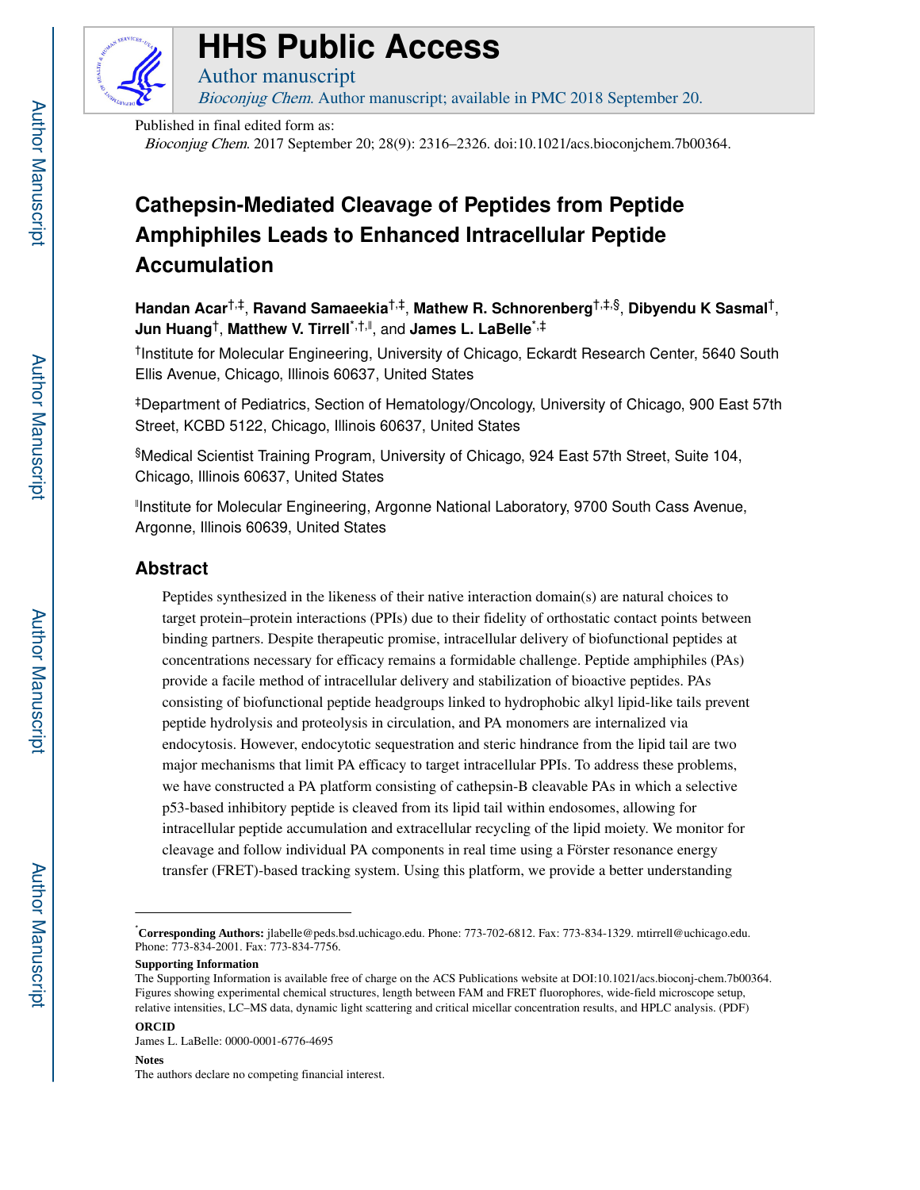# HHS Public Access

Author manuscript

*Bioconjug Chem*. Author manuscript; available in PMC 2018 September 20.

Published in final edited form as:

*Bioconjug Chem*. 2017 September 20; 28(9): 2316–2326. doi:10.1021/acs.bioconjchem.7b00364.

# Cathepsin-Mediated Cleavage of Peptides from Peptide Amphiphiles Leads to Enhanced Intracellular Peptide Accumulation

**Handan Acar**[†,‡], **Ravand Samaeekia**[†,‡], **Mathew R. Schnorenberg**[†,‡,§], **Dibyendu K Sasmal**[†], **Jun Huang**[†], **Matthew V. Tirrell**[*,†,‖], and **James L. LaBelle**[*,‡]

[†]Institute for Molecular Engineering, University of Chicago, Eckardt Research Center, 5640 South Ellis Avenue, Chicago, Illinois 60637, United States

[‡]Department of Pediatrics, Section of Hematology/Oncology, University of Chicago, 900 East 57th Street, KCBD 5122, Chicago, Illinois 60637, United States

[§]Medical Scientist Training Program, University of Chicago, 924 East 57th Street, Suite 104, Chicago, Illinois 60637, United States

[‖]Institute for Molecular Engineering, Argonne National Laboratory, 9700 South Cass Avenue, Argonne, Illinois 60639, United States

## Abstract

Peptides synthesized in the likeness of their native interaction domain(s) are natural choices to target protein–protein interactions (PPIs) due to their fidelity of orthostatic contact points between binding partners. Despite therapeutic promise, intracellular delivery of biofunctional peptides at concentrations necessary for efficacy remains a formidable challenge. Peptide amphiphiles (PAs) provide a facile method of intracellular delivery and stabilization of bioactive peptides. PAs consisting of biofunctional peptide headgroups linked to hydrophobic alkyl lipid-like tails prevent peptide hydrolysis and proteolysis in circulation, and PA monomers are internalized via endocytosis. However, endocytotic sequestration and steric hindrance from the lipid tail are two major mechanisms that limit PA efficacy to target intracellular PPIs. To address these problems, we have constructed a PA platform consisting of cathepsin-B cleavable PAs in which a selective p53-based inhibitory peptide is cleaved from its lipid tail within endosomes, allowing for intracellular peptide accumulation and extracellular recycling of the lipid moiety. We monitor for cleavage and follow individual PA components in real time using a Förster resonance energy transfer (FRET)-based tracking system. Using this platform, we provide a better understanding

---

[*]**Corresponding Authors:** jlabelle@peds.bsd.uchicago.edu. Phone: 773-702-6812. Fax: 773-834-1329. mtirrell@uchicago.edu. Phone: 773-834-2001. Fax: 773-834-7756.

**Supporting Information**

The Supporting Information is available free of charge on the ACS Publications website at DOI:10.1021/acs.bioconj-chem.7b00364. Figures showing experimental chemical structures, length between FAM and FRET fluorophores, wide-field microscope setup, relative intensities, LC–MS data, dynamic light scattering and critical micellar concentration results, and HPLC analysis. (PDF)

**ORCID**

James L. LaBelle: 0000-0001-6776-4695

**Notes**

The authors declare no competing financial interest.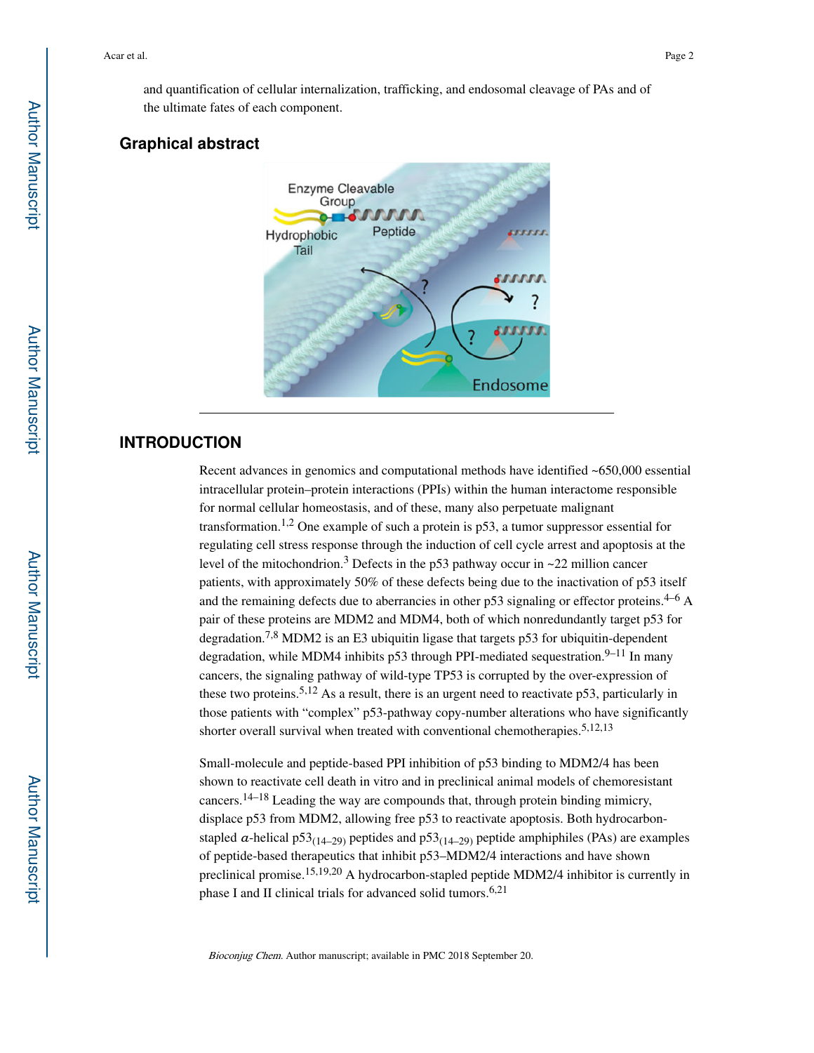and quantification of cellular internalization, trafficking, and endosomal cleavage of PAs and of the ultimate fates of each component.

## Graphical abstract

## INTRODUCTION

Recent advances in genomics and computational methods have identified ~650,000 essential intracellular protein–protein interactions (PPIs) within the human interactome responsible for normal cellular homeostasis, and of these, many also perpetuate malignant transformation.[1,2] One example of such a protein is p53, a tumor suppressor essential for regulating cell stress response through the induction of cell cycle arrest and apoptosis at the level of the mitochondrion.[3] Defects in the p53 pathway occur in ~22 million cancer patients, with approximately 50% of these defects being due to the inactivation of p53 itself and the remaining defects due to aberrancies in other p53 signaling or effector proteins.[4–6] A pair of these proteins are MDM2 and MDM4, both of which nonredundantly target p53 for degradation.[7,8] MDM2 is an E3 ubiquitin ligase that targets p53 for ubiquitin-dependent degradation, while MDM4 inhibits p53 through PPI-mediated sequestration.[9–11] In many cancers, the signaling pathway of wild-type TP53 is corrupted by the over-expression of these two proteins.[5,12] As a result, there is an urgent need to reactivate p53, particularly in those patients with "complex" p53-pathway copy-number alterations who have significantly shorter overall survival when treated with conventional chemotherapies.[5,12,13]

Small-molecule and peptide-based PPI inhibition of p53 binding to MDM2/4 has been shown to reactivate cell death in vitro and in preclinical animal models of chemoresistant cancers.[14–18] Leading the way are compounds that, through protein binding mimicry, displace p53 from MDM2, allowing free p53 to reactivate apoptosis. Both hydrocarbon-stapled $\alpha$-helical $p53_{(14-29)}$ peptides and $p53_{(14-29)}$ peptide amphiphiles (PAs) are examples of peptide-based therapeutics that inhibit p53–MDM2/4 interactions and have shown preclinical promise.[15,19,20] A hydrocarbon-stapled peptide MDM2/4 inhibitor is currently in phase I and II clinical trials for advanced solid tumors.[6,21]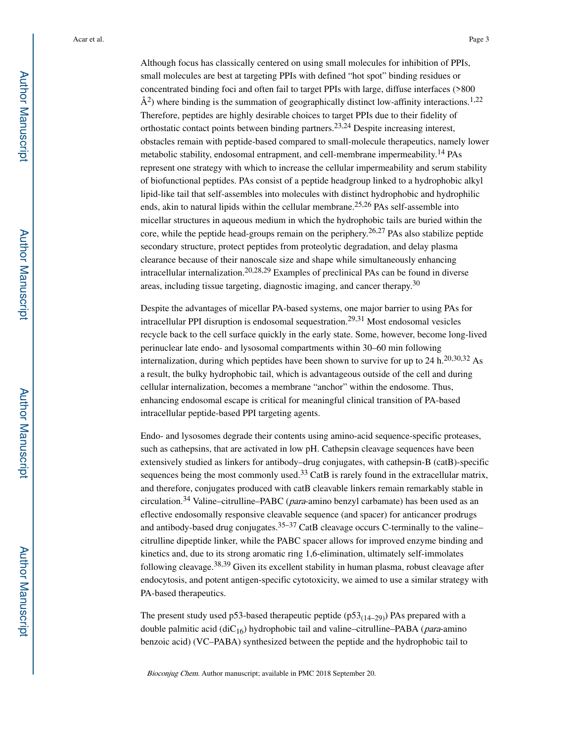Although focus has classically centered on using small molecules for inhibition of PPIs, small molecules are best at targeting PPIs with defined "hot spot" binding residues or concentrated binding foci and often fail to target PPIs with large, diffuse interfaces (>800 $Å^2$) where binding is the summation of geographically distinct low-affinity interactions.[1,22] Therefore, peptides are highly desirable choices to target PPIs due to their fidelity of orthostatic contact points between binding partners.[23,24] Despite increasing interest, obstacles remain with peptide-based compared to small-molecule therapeutics, namely lower metabolic stability, endosomal entrapment, and cell-membrane impermeability.[14] PAs represent one strategy with which to increase the cellular impermeability and serum stability of biofunctional peptides. PAs consist of a peptide headgroup linked to a hydrophobic alkyl lipid-like tail that self-assembles into molecules with distinct hydrophobic and hydrophilic ends, akin to natural lipids within the cellular membrane.[25,26] PAs self-assemble into micellar structures in aqueous medium in which the hydrophobic tails are buried within the core, while the peptide head-groups remain on the periphery.[26,27] PAs also stabilize peptide secondary structure, protect peptides from proteolytic degradation, and delay plasma clearance because of their nanoscale size and shape while simultaneously enhancing intracellular internalization.[20,28,29] Examples of preclinical PAs can be found in diverse areas, including tissue targeting, diagnostic imaging, and cancer therapy.[30]

Despite the advantages of micellar PA-based systems, one major barrier to using PAs for intracellular PPI disruption is endosomal sequestration.[29,31] Most endosomal vesicles recycle back to the cell surface quickly in the early state. Some, however, become long-lived perinuclear late endo- and lysosomal compartments within 30–60 min following internalization, during which peptides have been shown to survive for up to 24 h.[20,30,32] As a result, the bulky hydrophobic tail, which is advantageous outside of the cell and during cellular internalization, becomes a membrane "anchor" within the endosome. Thus, enhancing endosomal escape is critical for meaningful clinical transition of PA-based intracellular peptide-based PPI targeting agents.

Endo- and lysosomes degrade their contents using amino-acid sequence-specific proteases, such as cathepsins, that are activated in low pH. Cathepsin cleavage sequences have been extensively studied as linkers for antibody–drug conjugates, with cathepsin-B (catB)-specific sequences being the most commonly used.[33] CatB is rarely found in the extracellular matrix, and therefore, conjugates produced with catB cleavable linkers remain remarkably stable in circulation.[34] Valine–citrulline–PABC (*para*-amino benzyl carbamate) has been used as an effective endosomally responsive cleavable sequence (and spacer) for anticancer prodrugs and antibody-based drug conjugates.[35–37] CatB cleavage occurs C-terminally to the valine–citrulline dipeptide linker, while the PABC spacer allows for improved enzyme binding and kinetics and, due to its strong aromatic ring 1,6-elimination, ultimately self-immolates following cleavage.[38,39] Given its excellent stability in human plasma, robust cleavage after endocytosis, and potent antigen-specific cytotoxicity, we aimed to use a similar strategy with PA-based therapeutics.

The present study used p53-based therapeutic peptide ($p53_{(14–29)}$) PAs prepared with a double palmitic acid ($diC_{16}$) hydrophobic tail and valine–citrulline–PABA (*para*-amino benzoic acid) (VC–PABA) synthesized between the peptide and the hydrophobic tail to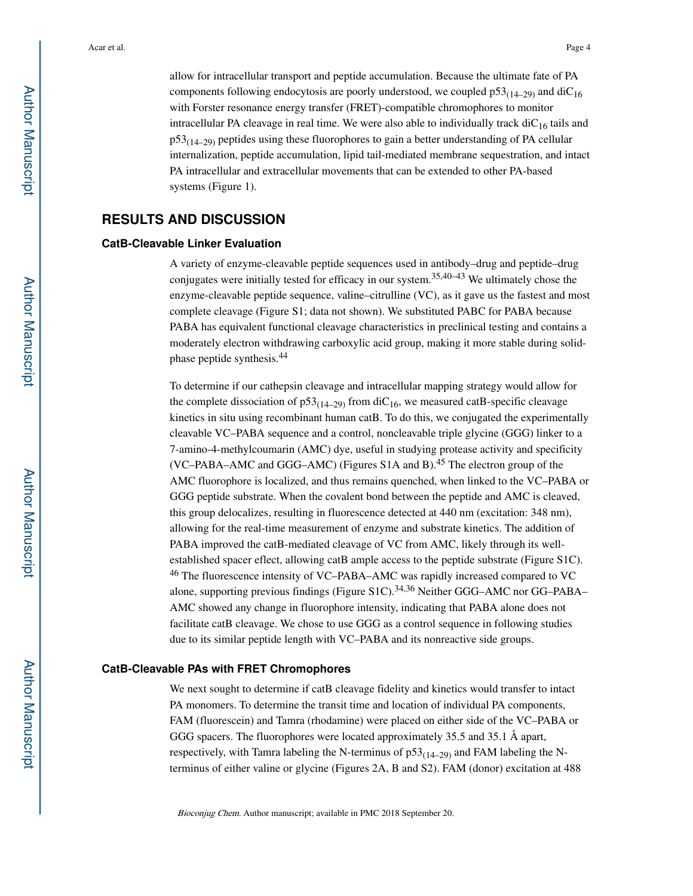allow for intracellular transport and peptide accumulation. Because the ultimate fate of PA components following endocytosis are poorly understood, we coupled $p53_{(14–29)}$ and $diC_{16}$ with Forster resonance energy transfer (FRET)-compatible chromophores to monitor intracellular PA cleavage in real time. We were also able to individually track $diC_{16}$ tails and $p53_{(14–29)}$ peptides using these fluorophores to gain a better understanding of PA cellular internalization, peptide accumulation, lipid tail-mediated membrane sequestration, and intact PA intracellular and extracellular movements that can be extended to other PA-based systems (Figure 1).

## RESULTS AND DISCUSSION

### CatB-Cleavable Linker Evaluation

A variety of enzyme-cleavable peptide sequences used in antibody–drug and peptide–drug conjugates were initially tested for efficacy in our system.[35,40–43] We ultimately chose the enzyme-cleavable peptide sequence, valine–citrulline (VC), as it gave us the fastest and most complete cleavage (Figure S1; data not shown). We substituted PABC for PABA because PABA has equivalent functional cleavage characteristics in preclinical testing and contains a moderately electron withdrawing carboxylic acid group, making it more stable during solid-phase peptide synthesis.[44]

To determine if our cathepsin cleavage and intracellular mapping strategy would allow for the complete dissociation of $p53_{(14–29)}$ from $diC_{16}$, we measured catB-specific cleavage kinetics in situ using recombinant human catB. To do this, we conjugated the experimentally cleavable VC–PABA sequence and a control, noncleavable triple glycine (GGG) linker to a 7-amino-4-methylcoumarin (AMC) dye, useful in studying protease activity and specificity (VC–PABA–AMC and GGG–AMC) (Figures S1A and B).[45] The electron group of the AMC fluorophore is localized, and thus remains quenched, when linked to the VC–PABA or GGG peptide substrate. When the covalent bond between the peptide and AMC is cleaved, this group delocalizes, resulting in fluorescence detected at 440 nm (excitation: 348 nm), allowing for the real-time measurement of enzyme and substrate kinetics. The addition of PABA improved the catB-mediated cleavage of VC from AMC, likely through its well-established spacer effect, allowing catB ample access to the peptide substrate (Figure S1C).[46] The fluorescence intensity of VC–PABA–AMC was rapidly increased compared to VC alone, supporting previous findings (Figure S1C).[34,36] Neither GGG–AMC nor GG–PABA–AMC showed any change in fluorophore intensity, indicating that PABA alone does not facilitate catB cleavage. We chose to use GGG as a control sequence in following studies due to its similar peptide length with VC–PABA and its nonreactive side groups.

### CatB-Cleavable PAs with FRET Chromophores

We next sought to determine if catB cleavage fidelity and kinetics would transfer to intact PA monomers. To determine the transit time and location of individual PA components, FAM (fluorescein) and Tamra (rhodamine) were placed on either side of the VC–PABA or GGG spacers. The fluorophores were located approximately 35.5 and 35.1 Å apart, respectively, with Tamra labeling the N-terminus of $p53_{(14–29)}$ and FAM labeling the N-terminus of either valine or glycine (Figures 2A, B and S2). FAM (donor) excitation at 488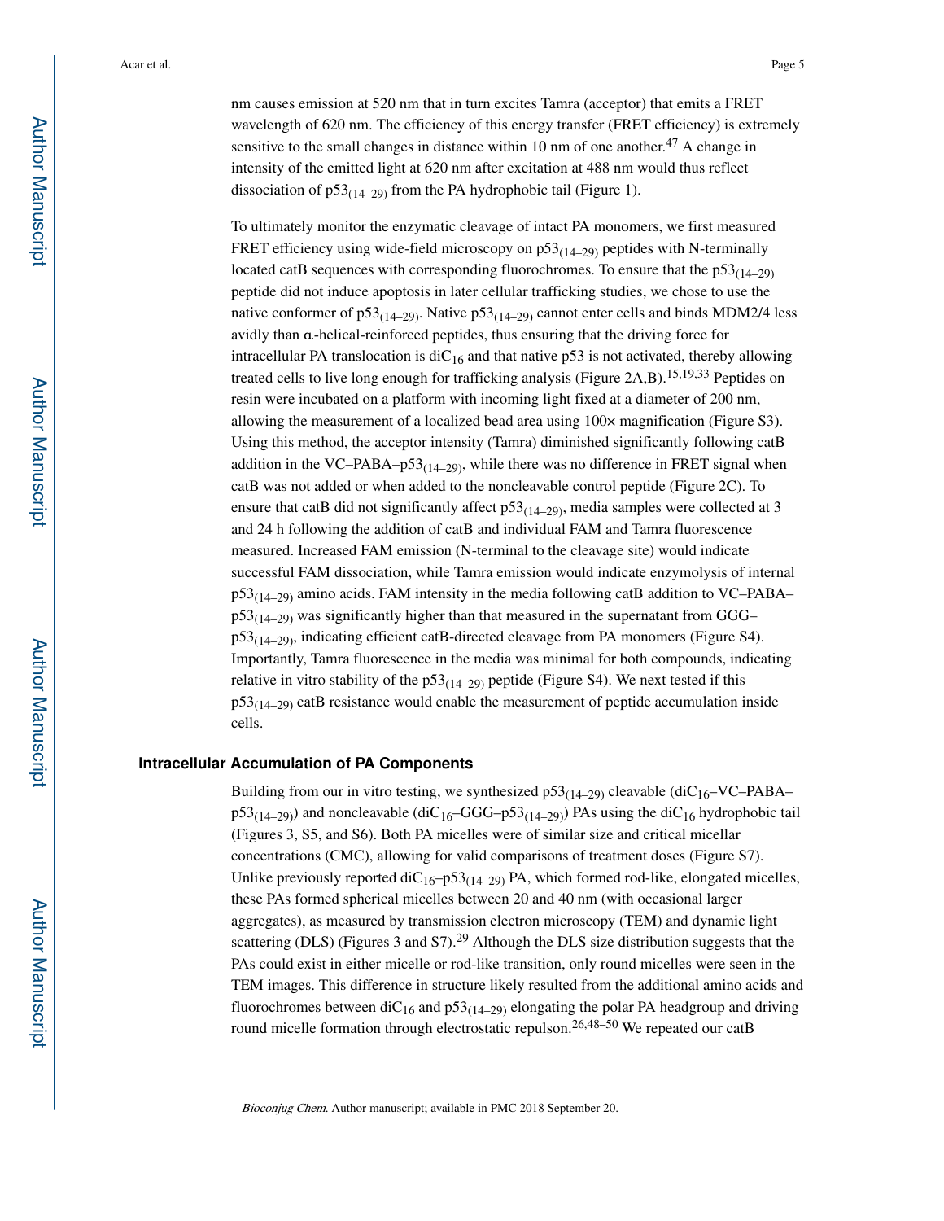nm causes emission at 520 nm that in turn excites Tamra (acceptor) that emits a FRET wavelength of 620 nm. The efficiency of this energy transfer (FRET efficiency) is extremely sensitive to the small changes in distance within 10 nm of one another.[47] A change in intensity of the emitted light at 620 nm after excitation at 488 nm would thus reflect dissociation of $p53_{(14–29)}$ from the PA hydrophobic tail (Figure 1).

To ultimately monitor the enzymatic cleavage of intact PA monomers, we first measured FRET efficiency using wide-field microscopy on $p53_{(14–29)}$ peptides with N-terminally located catB sequences with corresponding fluorochromes. To ensure that the $p53_{(14–29)}$ peptide did not induce apoptosis in later cellular trafficking studies, we chose to use the native conformer of $p53_{(14–29)}$. Native $p53_{(14–29)}$ cannot enter cells and binds MDM2/4 less avidly than α-helical-reinforced peptides, thus ensuring that the driving force for intracellular PA translocation is $diC_{16}$ and that native p53 is not activated, thereby allowing treated cells to live long enough for trafficking analysis (Figure 2A,B).[15,19,33] Peptides on resin were incubated on a platform with incoming light fixed at a diameter of 200 nm, allowing the measurement of a localized bead area using 100× magnification (Figure S3). Using this method, the acceptor intensity (Tamra) diminished significantly following catB addition in the VC–PABA–$p53_{(14–29)}$, while there was no difference in FRET signal when catB was not added or when added to the noncleavable control peptide (Figure 2C). To ensure that catB did not significantly affect $p53_{(14–29)}$, media samples were collected at 3 and 24 h following the addition of catB and individual FAM and Tamra fluorescence measured. Increased FAM emission (N-terminal to the cleavage site) would indicate successful FAM dissociation, while Tamra emission would indicate enzymolysis of internal $p53_{(14–29)}$ amino acids. FAM intensity in the media following catB addition to VC–PABA–$p53_{(14–29)}$ was significantly higher than that measured in the supernatant from GGG–$p53_{(14–29)}$, indicating efficient catB-directed cleavage from PA monomers (Figure S4). Importantly, Tamra fluorescence in the media was minimal for both compounds, indicating relative in vitro stability of the $p53_{(14–29)}$ peptide (Figure S4). We next tested if this $p53_{(14–29)}$ catB resistance would enable the measurement of peptide accumulation inside cells.

## Intracellular Accumulation of PA Components

Building from our in vitro testing, we synthesized $p53_{(14–29)}$ cleavable ($diC_{16}$–VC–PABA–$p53_{(14–29)}$) and noncleavable ($diC_{16}$–GGG–$p53_{(14–29)}$) PAs using the $diC_{16}$ hydrophobic tail (Figures 3, S5, and S6). Both PA micelles were of similar size and critical micellar concentrations (CMC), allowing for valid comparisons of treatment doses (Figure S7). Unlike previously reported $diC_{16}$–$p53_{(14–29)}$ PA, which formed rod-like, elongated micelles, these PAs formed spherical micelles between 20 and 40 nm (with occasional larger aggregates), as measured by transmission electron microscopy (TEM) and dynamic light scattering (DLS) (Figures 3 and S7).[29] Although the DLS size distribution suggests that the PAs could exist in either micelle or rod-like transition, only round micelles were seen in the TEM images. This difference in structure likely resulted from the additional amino acids and fluorochromes between $diC_{16}$ and $p53_{(14–29)}$ elongating the polar PA headgroup and driving round micelle formation through electrostatic repulson.[26,48–50] We repeated our catB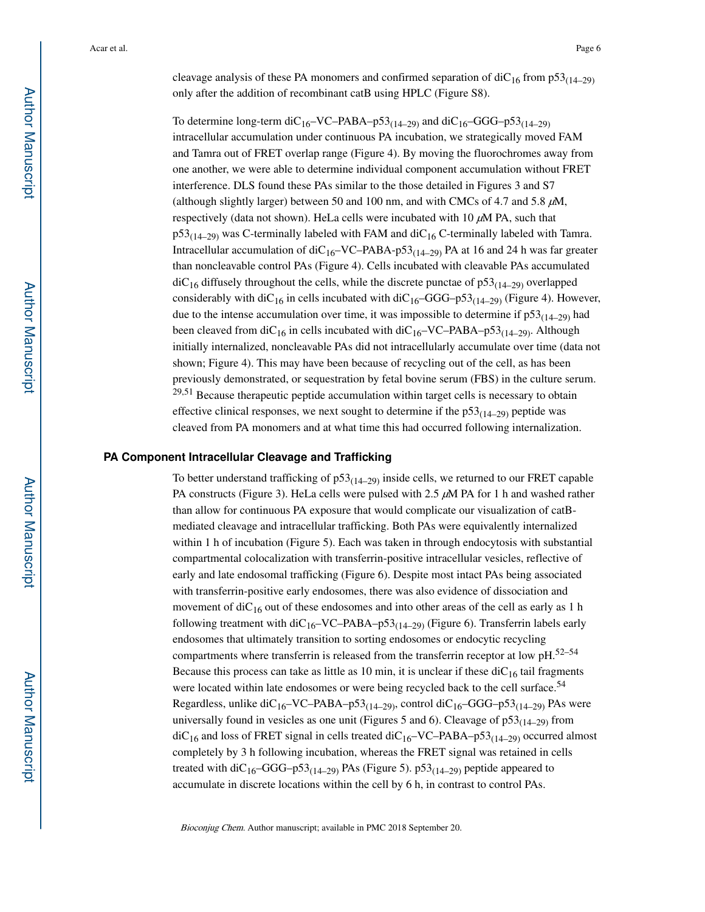cleavage analysis of these PA monomers and confirmed separation of $diC_{16}$ from $p53_{(14–29)}$ only after the addition of recombinant catB using HPLC (Figure S8).

To determine long-term $diC_{16}$–VC–PABA–$p53_{(14–29)}$ and $diC_{16}$–GGG–$p53_{(14–29)}$ intracellular accumulation under continuous PA incubation, we strategically moved FAM and Tamra out of FRET overlap range (Figure 4). By moving the fluorochromes away from one another, we were able to determine individual component accumulation without FRET interference. DLS found these PAs similar to the those detailed in Figures 3 and S7 (although slightly larger) between 50 and 100 nm, and with CMCs of 4.7 and 5.8 $\mu$M, respectively (data not shown). HeLa cells were incubated with 10 $\mu$M PA, such that $p53_{(14–29)}$ was C-terminally labeled with FAM and $diC_{16}$ C-terminally labeled with Tamra. Intracellular accumulation of $diC_{16}$–VC–PABA-$p53_{(14–29)}$ PA at 16 and 24 h was far greater than noncleavable control PAs (Figure 4). Cells incubated with cleavable PAs accumulated $diC_{16}$ diffusely throughout the cells, while the discrete punctae of $p53_{(14–29)}$ overlapped considerably with $diC_{16}$ in cells incubated with $diC_{16}$–GGG–$p53_{(14–29)}$ (Figure 4). However, due to the intense accumulation over time, it was impossible to determine if $p53_{(14–29)}$ had been cleaved from $diC_{16}$ in cells incubated with $diC_{16}$–VC–PABA–$p53_{(14–29)}$. Although initially internalized, noncleavable PAs did not intracellularly accumulate over time (data not shown; Figure 4). This may have been because of recycling out of the cell, as has been previously demonstrated, or sequestration by fetal bovine serum (FBS) in the culture serum.[29,51] Because therapeutic peptide accumulation within target cells is necessary to obtain effective clinical responses, we next sought to determine if the $p53_{(14–29)}$ peptide was cleaved from PA monomers and at what time this had occurred following internalization.

## PA Component Intracellular Cleavage and Trafficking

To better understand trafficking of $p53_{(14–29)}$ inside cells, we returned to our FRET capable PA constructs (Figure 3). HeLa cells were pulsed with 2.5 $\mu$M PA for 1 h and washed rather than allow for continuous PA exposure that would complicate our visualization of catB-mediated cleavage and intracellular trafficking. Both PAs were equivalently internalized within 1 h of incubation (Figure 5). Each was taken in through endocytosis with substantial compartmental colocalization with transferrin-positive intracellular vesicles, reflective of early and late endosomal trafficking (Figure 6). Despite most intact PAs being associated with transferrin-positive early endosomes, there was also evidence of dissociation and movement of $diC_{16}$ out of these endosomes and into other areas of the cell as early as 1 h following treatment with $diC_{16}$–VC–PABA–$p53_{(14–29)}$ (Figure 6). Transferrin labels early endosomes that ultimately transition to sorting endosomes or endocytic recycling compartments where transferrin is released from the transferrin receptor at low pH.[52–54] Because this process can take as little as 10 min, it is unclear if these $diC_{16}$ tail fragments were located within late endosomes or were being recycled back to the cell surface.[54] Regardless, unlike $diC_{16}$–VC–PABA–$p53_{(14–29)}$, control $diC_{16}$–GGG–$p53_{(14–29)}$ PAs were universally found in vesicles as one unit (Figures 5 and 6). Cleavage of $p53_{(14–29)}$ from $diC_{16}$ and loss of FRET signal in cells treated $diC_{16}$–VC–PABA–$p53_{(14–29)}$ occurred almost completely by 3 h following incubation, whereas the FRET signal was retained in cells treated with $diC_{16}$–GGG–$p53_{(14–29)}$ PAs (Figure 5). $p53_{(14–29)}$ peptide appeared to accumulate in discrete locations within the cell by 6 h, in contrast to control PAs.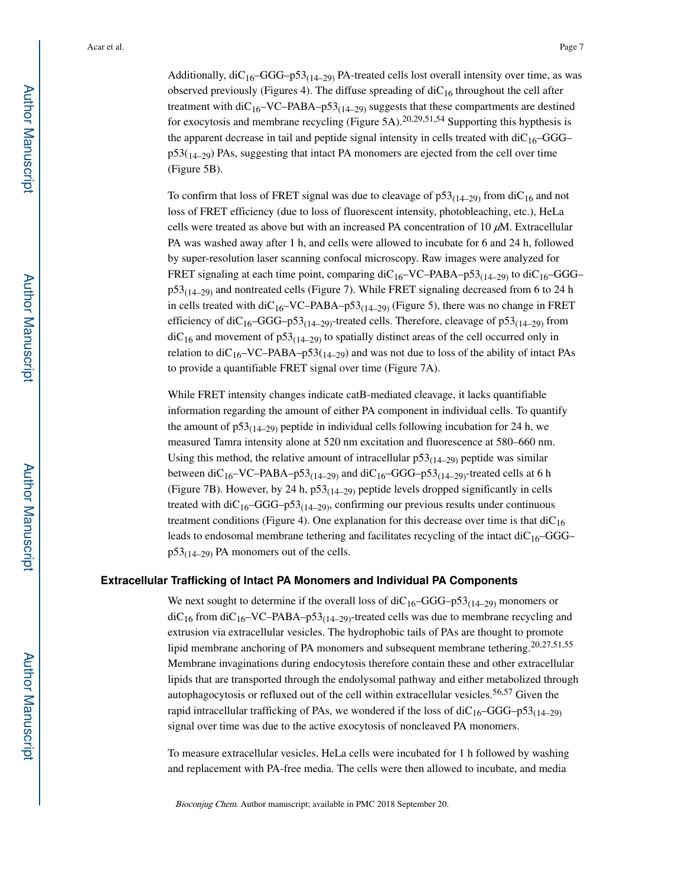Additionally, $diC_{16}$–GGG–$p53_{(14–29)}$ PA-treated cells lost overall intensity over time, as was observed previously (Figures 4). The diffuse spreading of $diC_{16}$ throughout the cell after treatment with $diC_{16}$–VC–PABA–$p53_{(14–29)}$ suggests that these compartments are destined for exocytosis and membrane recycling (Figure 5A).[20,29,51,54] Supporting this hypthesis is the apparent decrease in tail and peptide signal intensity in cells treated with $diC_{16}$–GGG–$p53_{(14–29)}$ PAs, suggesting that intact PA monomers are ejected from the cell over time (Figure 5B).

To confirm that loss of FRET signal was due to cleavage of $p53_{(14–29)}$ from $diC_{16}$ and not loss of FRET efficiency (due to loss of fluorescent intensity, photobleaching, etc.), HeLa cells were treated as above but with an increased PA concentration of 10 $\mu$M. Extracellular PA was washed away after 1 h, and cells were allowed to incubate for 6 and 24 h, followed by super-resolution laser scanning confocal microscopy. Raw images were analyzed for FRET signaling at each time point, comparing $diC_{16}$–VC–PABA–$p53_{(14–29)}$ to $diC_{16}$–GGG–$p53_{(14–29)}$ and nontreated cells (Figure 7). While FRET signaling decreased from 6 to 24 h in cells treated with $diC_{16}$–VC–PABA–$p53_{(14–29)}$ (Figure 5), there was no change in FRET efficiency of $diC_{16}$–GGG–$p53_{(14–29)}$-treated cells. Therefore, cleavage of $p53_{(14–29)}$ from $diC_{16}$ and movement of $p53_{(14–29)}$ to spatially distinct areas of the cell occurred only in relation to $diC_{16}$–VC–PABA–$p53_{(14–29)}$ and was not due to loss of the ability of intact PAs to provide a quantifiable FRET signal over time (Figure 7A).

While FRET intensity changes indicate catB-mediated cleavage, it lacks quantifiable information regarding the amount of either PA component in individual cells. To quantify the amount of $p53_{(14–29)}$ peptide in individual cells following incubation for 24 h, we measured Tamra intensity alone at 520 nm excitation and fluorescence at 580–660 nm. Using this method, the relative amount of intracellular $p53_{(14–29)}$ peptide was similar between $diC_{16}$–VC–PABA–$p53_{(14–29)}$ and $diC_{16}$–GGG–$p53_{(14–29)}$-treated cells at 6 h (Figure 7B). However, by 24 h, $p53_{(14–29)}$ peptide levels dropped significantly in cells treated with $diC_{16}$–GGG–$p53_{(14–29)}$, confirming our previous results under continuous treatment conditions (Figure 4). One explanation for this decrease over time is that $diC_{16}$ leads to endosomal membrane tethering and facilitates recycling of the intact $diC_{16}$–GGG–$p53_{(14–29)}$ PA monomers out of the cells.

### Extracellular Trafficking of Intact PA Monomers and Individual PA Components

We next sought to determine if the overall loss of $diC_{16}$–GGG–$p53_{(14–29)}$ monomers or $diC_{16}$ from $diC_{16}$–VC–PABA–$p53_{(14–29)}$-treated cells was due to membrane recycling and extrusion via extracellular vesicles. The hydrophobic tails of PAs are thought to promote lipid membrane anchoring of PA monomers and subsequent membrane tethering.[20,27,51,55] Membrane invaginations during endocytosis therefore contain these and other extracellular lipids that are transported through the endolysomal pathway and either metabolized through autophagocytosis or refluxed out of the cell within extracellular vesicles.[56,57] Given the rapid intracellular trafficking of PAs, we wondered if the loss of $diC_{16}$–GGG–$p53_{(14–29)}$ signal over time was due to the active exocytosis of noncleaved PA monomers.

To measure extracellular vesicles, HeLa cells were incubated for 1 h followed by washing and replacement with PA-free media. The cells were then allowed to incubate, and media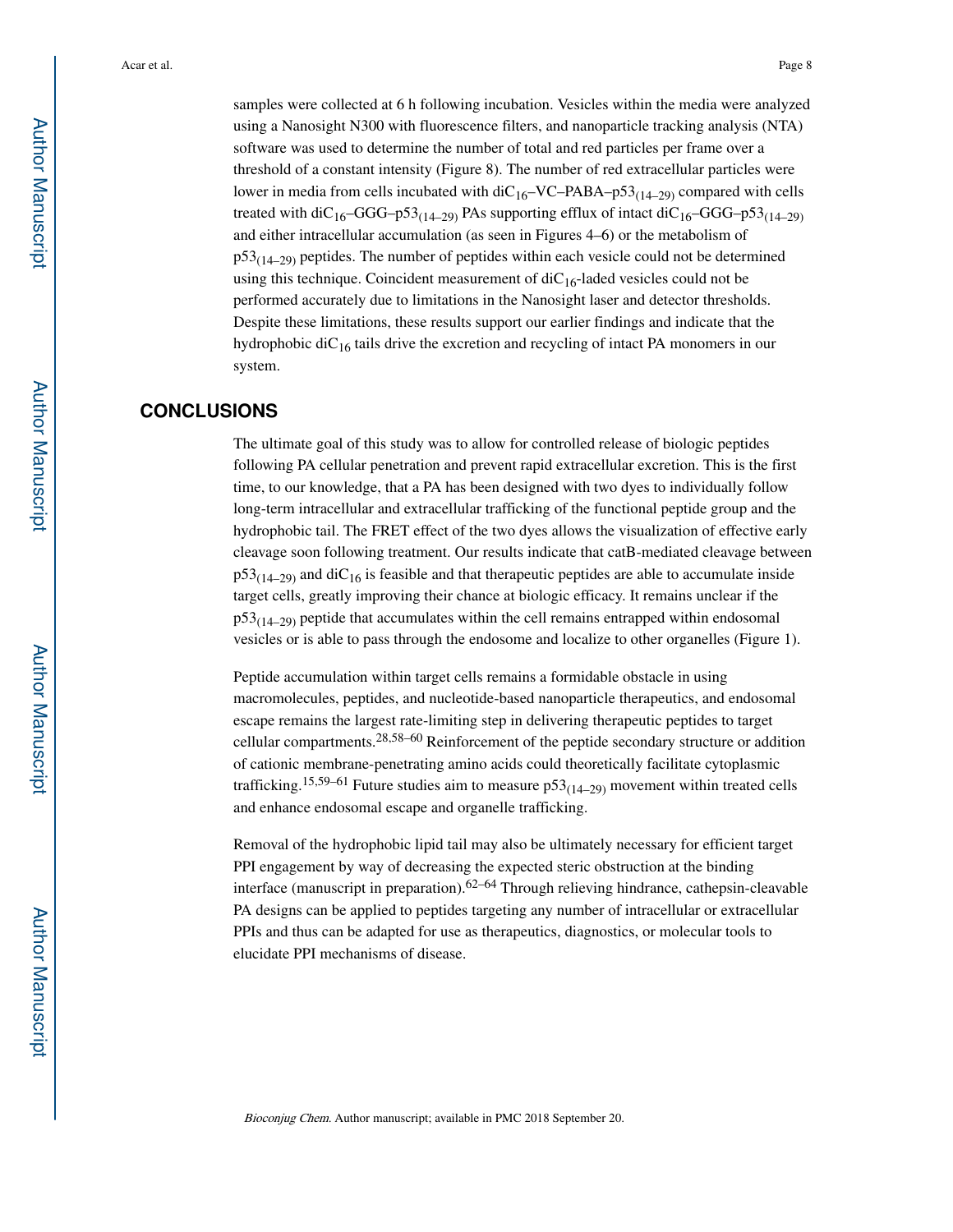samples were collected at 6 h following incubation. Vesicles within the media were analyzed using a Nanosight N300 with fluorescence filters, and nanoparticle tracking analysis (NTA) software was used to determine the number of total and red particles per frame over a threshold of a constant intensity (Figure 8). The number of red extracellular particles were lower in media from cells incubated with $diC_{16}$–VC–PABA–$p53_{(14–29)}$ compared with cells treated with $diC_{16}$–GGG–$p53_{(14–29)}$ PAs supporting efflux of intact $diC_{16}$–GGG–$p53_{(14–29)}$ and either intracellular accumulation (as seen in Figures 4–6) or the metabolism of $p53_{(14–29)}$ peptides. The number of peptides within each vesicle could not be determined using this technique. Coincident measurement of $diC_{16}$-laded vesicles could not be performed accurately due to limitations in the Nanosight laser and detector thresholds. Despite these limitations, these results support our earlier findings and indicate that the hydrophobic $diC_{16}$ tails drive the excretion and recycling of intact PA monomers in our system.

## CONCLUSIONS

The ultimate goal of this study was to allow for controlled release of biologic peptides following PA cellular penetration and prevent rapid extracellular excretion. This is the first time, to our knowledge, that a PA has been designed with two dyes to individually follow long-term intracellular and extracellular trafficking of the functional peptide group and the hydrophobic tail. The FRET effect of the two dyes allows the visualization of effective early cleavage soon following treatment. Our results indicate that catB-mediated cleavage between $p53_{(14–29)}$ and $diC_{16}$ is feasible and that therapeutic peptides are able to accumulate inside target cells, greatly improving their chance at biologic efficacy. It remains unclear if the $p53_{(14–29)}$ peptide that accumulates within the cell remains entrapped within endosomal vesicles or is able to pass through the endosome and localize to other organelles (Figure 1).

Peptide accumulation within target cells remains a formidable obstacle in using macromolecules, peptides, and nucleotide-based nanoparticle therapeutics, and endosomal escape remains the largest rate-limiting step in delivering therapeutic peptides to target cellular compartments.[28,58–60] Reinforcement of the peptide secondary structure or addition of cationic membrane-penetrating amino acids could theoretically facilitate cytoplasmic trafficking.[15,59–61] Future studies aim to measure $p53_{(14–29)}$ movement within treated cells and enhance endosomal escape and organelle trafficking.

Removal of the hydrophobic lipid tail may also be ultimately necessary for efficient target PPI engagement by way of decreasing the expected steric obstruction at the binding interface (manuscript in preparation).[62–64] Through relieving hindrance, cathepsin-cleavable PA designs can be applied to peptides targeting any number of intracellular or extracellular PPIs and thus can be adapted for use as therapeutics, diagnostics, or molecular tools to elucidate PPI mechanisms of disease.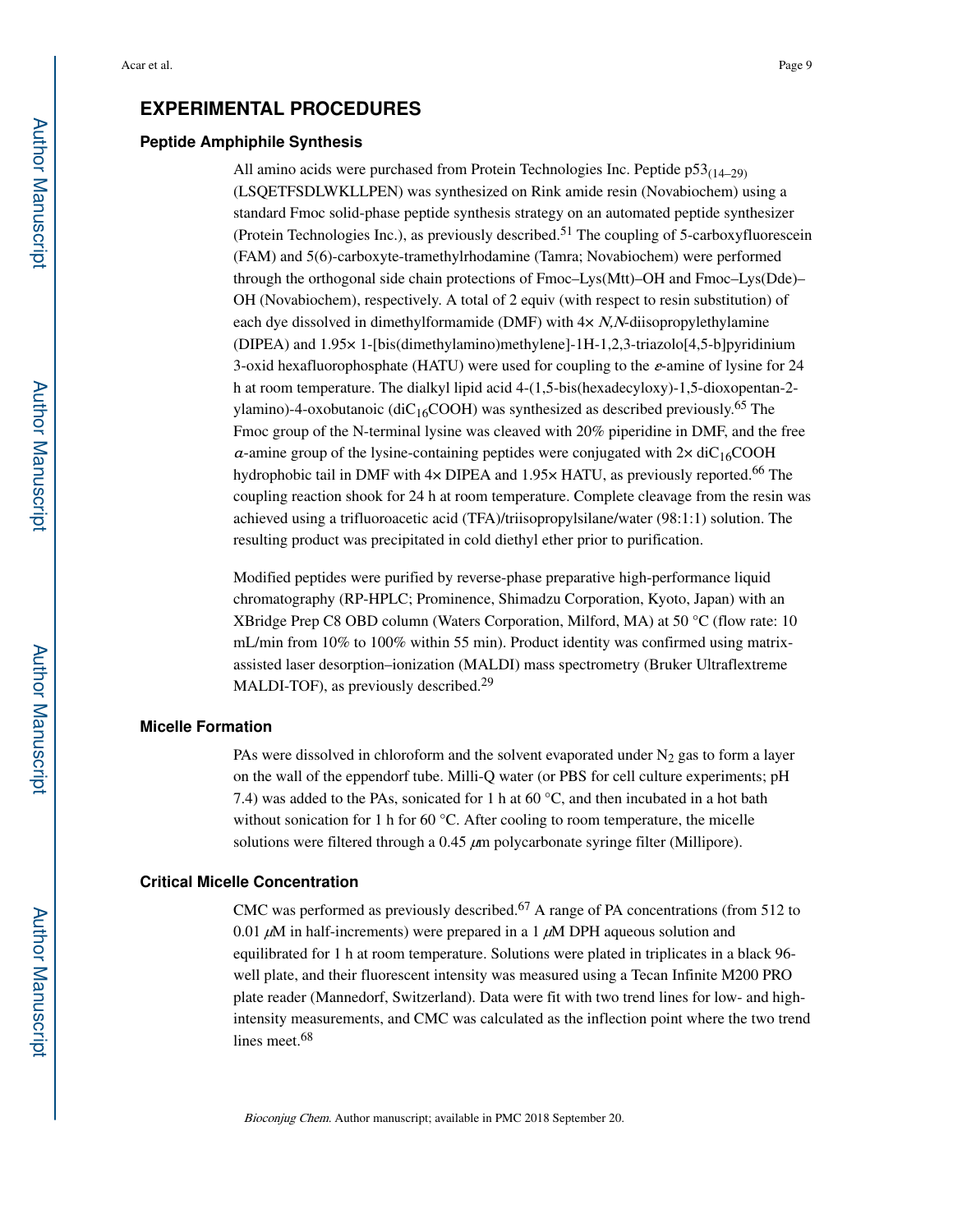## EXPERIMENTAL PROCEDURES

### Peptide Amphiphile Synthesis

All amino acids were purchased from Protein Technologies Inc. Peptide $p53_{(14-29)}$ (LSQETFSDLWKLLPEN) was synthesized on Rink amide resin (Novabiochem) using a standard Fmoc solid-phase peptide synthesis strategy on an automated peptide synthesizer (Protein Technologies Inc.), as previously described.[51] The coupling of 5-carboxyfluorescein (FAM) and 5(6)-carboxyte-tramethylrhodamine (Tamra; Novabiochem) were performed through the orthogonal side chain protections of Fmoc–Lys(Mtt)–OH and Fmoc–Lys(Dde)–OH (Novabiochem), respectively. A total of 2 equiv (with respect to resin substitution) of each dye dissolved in dimethylformamide (DMF) with 4× *N,N*-diisopropylethylamine (DIPEA) and 1.95× 1-[bis(dimethylamino)methylene]-1H-1,2,3-triazolo[4,5-b]pyridinium 3-oxid hexafluorophosphate (HATU) were used for coupling to the $\varepsilon$-amine of lysine for 24 h at room temperature. The dialkyl lipid acid 4-(1,5-bis(hexadecyloxy)-1,5-dioxopentan-2-ylamino)-4-oxobutanoic ($diC_{16}COOH$) was synthesized as described previously.[65] The Fmoc group of the N-terminal lysine was cleaved with 20% piperidine in DMF, and the free $\alpha$-amine group of the lysine-containing peptides were conjugated with 2× $diC_{16}COOH$ hydrophobic tail in DMF with 4× DIPEA and 1.95× HATU, as previously reported.[66] The coupling reaction shook for 24 h at room temperature. Complete cleavage from the resin was achieved using a trifluoroacetic acid (TFA)/triisopropylsilane/water (98:1:1) solution. The resulting product was precipitated in cold diethyl ether prior to purification.

Modified peptides were purified by reverse-phase preparative high-performance liquid chromatography (RP-HPLC; Prominence, Shimadzu Corporation, Kyoto, Japan) with an XBridge Prep C8 OBD column (Waters Corporation, Milford, MA) at 50 °C (flow rate: 10 mL/min from 10% to 100% within 55 min). Product identity was confirmed using matrix-assisted laser desorption–ionization (MALDI) mass spectrometry (Bruker Ultraflextreme MALDI-TOF), as previously described.[29]

### Micelle Formation

PAs were dissolved in chloroform and the solvent evaporated under $N_2$ gas to form a layer on the wall of the eppendorf tube. Milli-Q water (or PBS for cell culture experiments; pH 7.4) was added to the PAs, sonicated for 1 h at 60 °C, and then incubated in a hot bath without sonication for 1 h for 60 °C. After cooling to room temperature, the micelle solutions were filtered through a 0.45 $\mu$m polycarbonate syringe filter (Millipore).

### Critical Micelle Concentration

CMC was performed as previously described.[67] A range of PA concentrations (from 512 to 0.01 $\mu$M in half-increments) were prepared in a 1 $\mu$M DPH aqueous solution and equilibrated for 1 h at room temperature. Solutions were plated in triplicates in a black 96-well plate, and their fluorescent intensity was measured using a Tecan Infinite M200 PRO plate reader (Mannedorf, Switzerland). Data were fit with two trend lines for low- and high-intensity measurements, and CMC was calculated as the inflection point where the two trend lines meet.[68]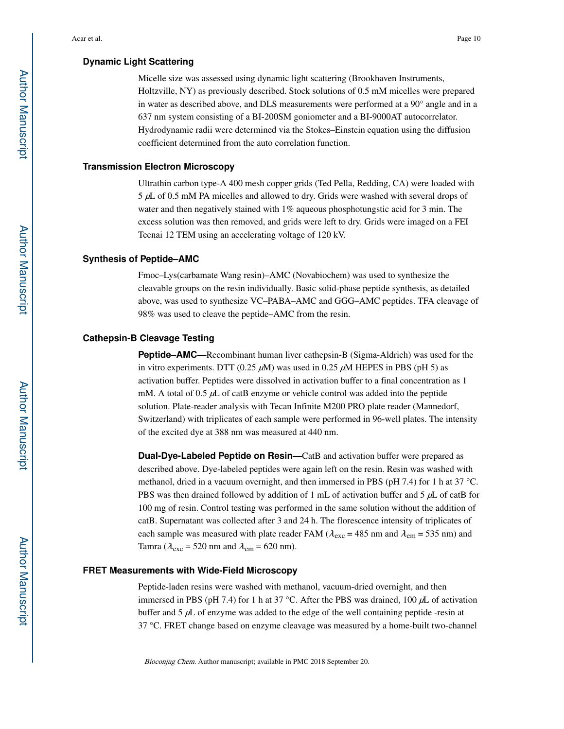### Dynamic Light Scattering

Micelle size was assessed using dynamic light scattering (Brookhaven Instruments, Holtzville, NY) as previously described. Stock solutions of 0.5 mM micelles were prepared in water as described above, and DLS measurements were performed at a 90° angle and in a 637 nm system consisting of a BI-200SM goniometer and a BI-9000AT autocorrelator. Hydrodynamic radii were determined via the Stokes–Einstein equation using the diffusion coefficient determined from the auto correlation function.

### Transmission Electron Microscopy

Ultrathin carbon type-A 400 mesh copper grids (Ted Pella, Redding, CA) were loaded with 5 $\mu$L of 0.5 mM PA micelles and allowed to dry. Grids were washed with several drops of water and then negatively stained with 1% aqueous phosphotungstic acid for 3 min. The excess solution was then removed, and grids were left to dry. Grids were imaged on a FEI Tecnai 12 TEM using an accelerating voltage of 120 kV.

### Synthesis of Peptide–AMC

Fmoc–Lys(carbamate Wang resin)–AMC (Novabiochem) was used to synthesize the cleavable groups on the resin individually. Basic solid-phase peptide synthesis, as detailed above, was used to synthesize VC–PABA–AMC and GGG–AMC peptides. TFA cleavage of 98% was used to cleave the peptide–AMC from the resin.

### Cathepsin-B Cleavage Testing

**Peptide–AMC—**Recombinant human liver cathepsin-B (Sigma-Aldrich) was used for the in vitro experiments. DTT (0.25 $\mu$M) was used in 0.25 $\mu$M HEPES in PBS (pH 5) as activation buffer. Peptides were dissolved in activation buffer to a final concentration as 1 mM. A total of 0.5 $\mu$L of catB enzyme or vehicle control was added into the peptide solution. Plate-reader analysis with Tecan Infinite M200 PRO plate reader (Mannedorf, Switzerland) with triplicates of each sample were performed in 96-well plates. The intensity of the excited dye at 388 nm was measured at 440 nm.

**Dual-Dye-Labeled Peptide on Resin—**CatB and activation buffer were prepared as described above. Dye-labeled peptides were again left on the resin. Resin was washed with methanol, dried in a vacuum overnight, and then immersed in PBS (pH 7.4) for 1 h at 37 °C. PBS was then drained followed by addition of 1 mL of activation buffer and 5 $\mu$L of catB for 100 mg of resin. Control testing was performed in the same solution without the addition of catB. Supernatant was collected after 3 and 24 h. The florescence intensity of triplicates of each sample was measured with plate reader FAM ($\lambda_{exc}$ = 485 nm and $\lambda_{em}$ = 535 nm) and Tamra ($\lambda_{exc}$ = 520 nm and $\lambda_{em}$ = 620 nm).

### FRET Measurements with Wide-Field Microscopy

Peptide-laden resins were washed with methanol, vacuum-dried overnight, and then immersed in PBS (pH 7.4) for 1 h at 37 °C. After the PBS was drained, 100 $\mu$L of activation buffer and 5 $\mu$L of enzyme was added to the edge of the well containing peptide -resin at 37 °C. FRET change based on enzyme cleavage was measured by a home-built two-channel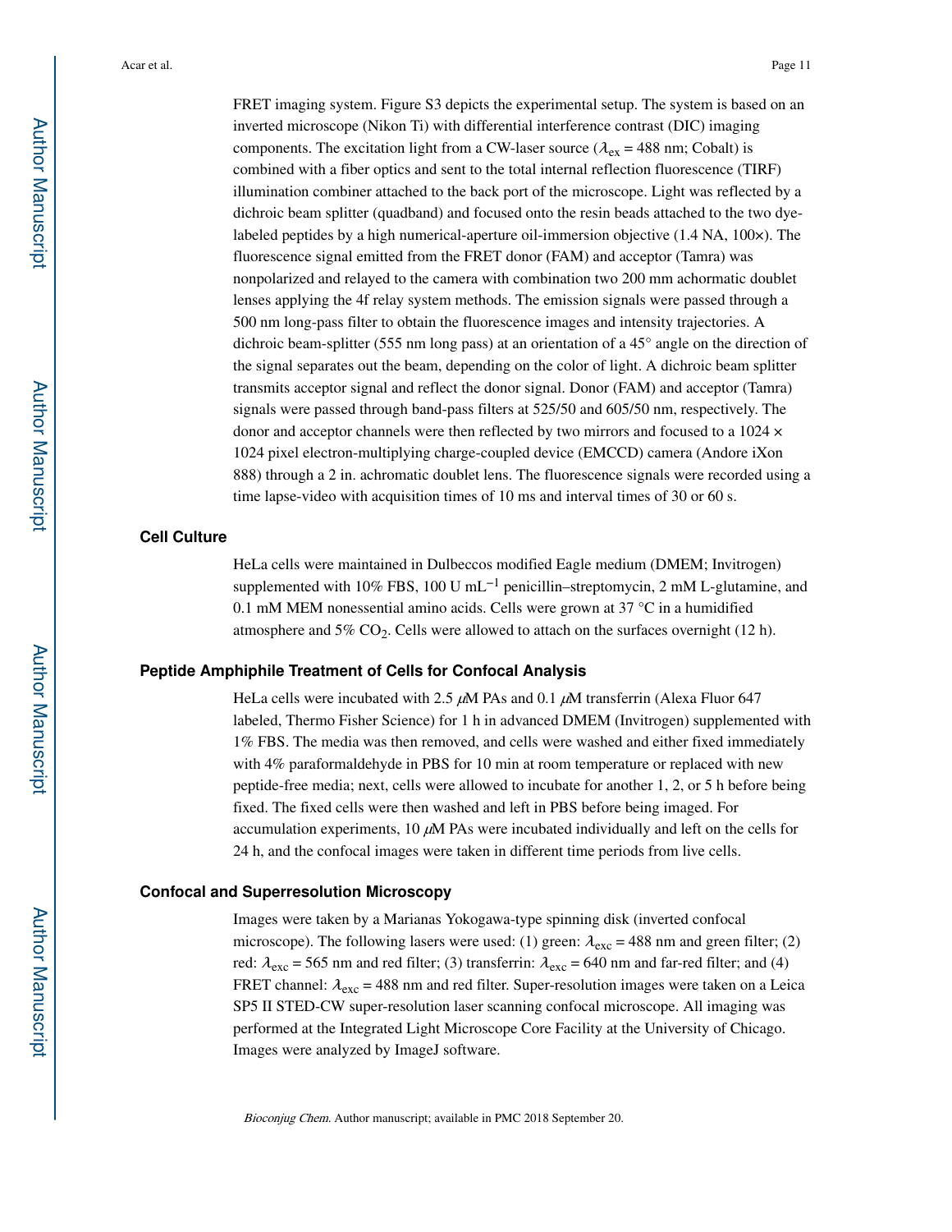FRET imaging system. Figure S3 depicts the experimental setup. The system is based on an inverted microscope (Nikon Ti) with differential interference contrast (DIC) imaging components. The excitation light from a CW-laser source ($\lambda_{ex}$ = 488 nm; Cobalt) is combined with a fiber optics and sent to the total internal reflection fluorescence (TIRF) illumination combiner attached to the back port of the microscope. Light was reflected by a dichroic beam splitter (quadband) and focused onto the resin beads attached to the two dye-labeled peptides by a high numerical-aperture oil-immersion objective (1.4 NA, 100×). The fluorescence signal emitted from the FRET donor (FAM) and acceptor (Tamra) was nonpolarized and relayed to the camera with combination two 200 mm achormatic doublet lenses applying the 4f relay system methods. The emission signals were passed through a 500 nm long-pass filter to obtain the fluorescence images and intensity trajectories. A dichroic beam-splitter (555 nm long pass) at an orientation of a 45° angle on the direction of the signal separates out the beam, depending on the color of light. A dichroic beam splitter transmits acceptor signal and reflect the donor signal. Donor (FAM) and acceptor (Tamra) signals were passed through band-pass filters at 525/50 and 605/50 nm, respectively. The donor and acceptor channels were then reflected by two mirrors and focused to a 1024 × 1024 pixel electron-multiplying charge-coupled device (EMCCD) camera (Andore iXon 888) through a 2 in. achromatic doublet lens. The fluorescence signals were recorded using a time lapse-video with acquisition times of 10 ms and interval times of 30 or 60 s.

## Cell Culture

HeLa cells were maintained in Dulbeccos modified Eagle medium (DMEM; Invitrogen) supplemented with 10% FBS, 100 U $mL^{-1}$ penicillin–streptomycin, 2 mM L-glutamine, and 0.1 mM MEM nonessential amino acids. Cells were grown at 37 °C in a humidified atmosphere and 5% $CO_2$. Cells were allowed to attach on the surfaces overnight (12 h).

## Peptide Amphiphile Treatment of Cells for Confocal Analysis

HeLa cells were incubated with 2.5 $\mu$M PAs and 0.1 $\mu$M transferrin (Alexa Fluor 647 labeled, Thermo Fisher Science) for 1 h in advanced DMEM (Invitrogen) supplemented with 1% FBS. The media was then removed, and cells were washed and either fixed immediately with 4% paraformaldehyde in PBS for 10 min at room temperature or replaced with new peptide-free media; next, cells were allowed to incubate for another 1, 2, or 5 h before being fixed. The fixed cells were then washed and left in PBS before being imaged. For accumulation experiments, 10 $\mu$M PAs were incubated individually and left on the cells for 24 h, and the confocal images were taken in different time periods from live cells.

## Confocal and Superresolution Microscopy

Images were taken by a Marianas Yokogawa-type spinning disk (inverted confocal microscope). The following lasers were used: (1) green: $\lambda_{exc}$ = 488 nm and green filter; (2) red: $\lambda_{exc}$ = 565 nm and red filter; (3) transferrin: $\lambda_{exc}$ = 640 nm and far-red filter; and (4) FRET channel: $\lambda_{exc}$ = 488 nm and red filter. Super-resolution images were taken on a Leica SP5 II STED-CW super-resolution laser scanning confocal microscope. All imaging was performed at the Integrated Light Microscope Core Facility at the University of Chicago. Images were analyzed by ImageJ software.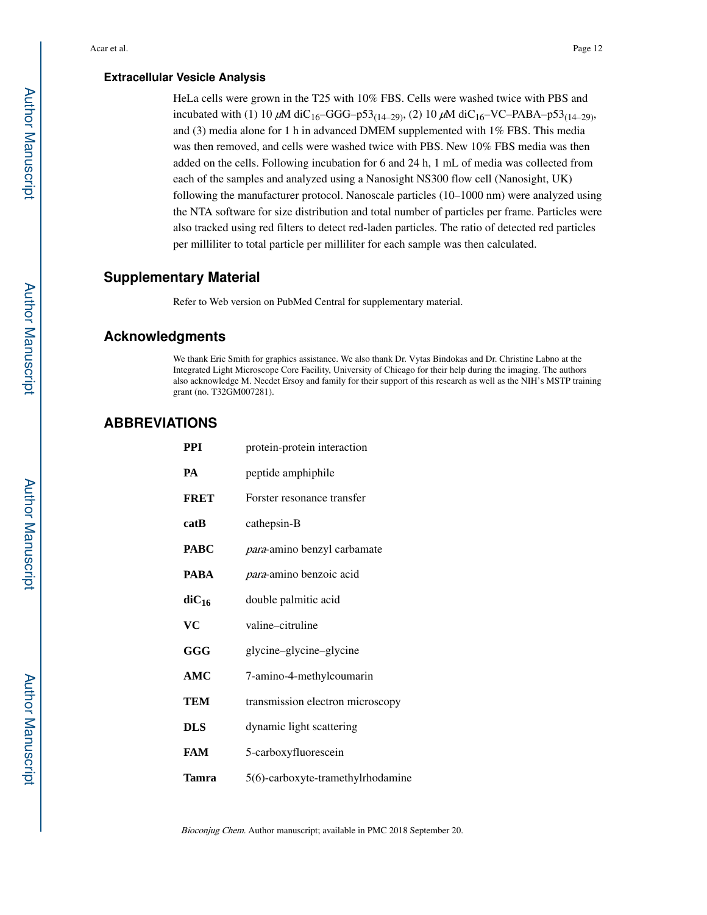### Extracellular Vesicle Analysis

HeLa cells were grown in the T25 with 10% FBS. Cells were washed twice with PBS and incubated with (1) 10 $\mu$M diC$_{16}$–GGG–p53$_{(14–29)}$, (2) 10 $\mu$M diC$_{16}$–VC–PABA–p53$_{(14–29)}$, and (3) media alone for 1 h in advanced DMEM supplemented with 1% FBS. This media was then removed, and cells were washed twice with PBS. New 10% FBS media was then added on the cells. Following incubation for 6 and 24 h, 1 mL of media was collected from each of the samples and analyzed using a Nanosight NS300 flow cell (Nanosight, UK) following the manufacturer protocol. Nanoscale particles (10–1000 nm) were analyzed using the NTA software for size distribution and total number of particles per frame. Particles were also tracked using red filters to detect red-laden particles. The ratio of detected red particles per milliliter to total particle per milliliter for each sample was then calculated.

## Supplementary Material

Refer to Web version on PubMed Central for supplementary material.

## Acknowledgments

We thank Eric Smith for graphics assistance. We also thank Dr. Vytas Bindokas and Dr. Christine Labno at the Integrated Light Microscope Core Facility, University of Chicago for their help during the imaging. The authors also acknowledge M. Necdet Ersoy and family for their support of this research as well as the NIH's MSTP training grant (no. T32GM007281).

## ABBREVIATIONS

| | |
|---|---|
| **PPI** | protein-protein interaction |
| **PA** | peptide amphiphile |
| **FRET** | Forster resonance transfer |
| **catB** | cathepsin-B |
| **PABC** | *para*-amino benzyl carbamate |
| **PABA** | *para*-amino benzoic acid |
| **diC$_{16}$** | double palmitic acid |
| **VC** | valine–citruline |
| **GGG** | glycine–glycine–glycine |
| **AMC** | 7-amino-4-methylcoumarin |
| **TEM** | transmission electron microscopy |
| **DLS** | dynamic light scattering |
| **FAM** | 5-carboxyfluorescein |
| **Tamra** | 5(6)-carboxyte-tramethylrhodamine |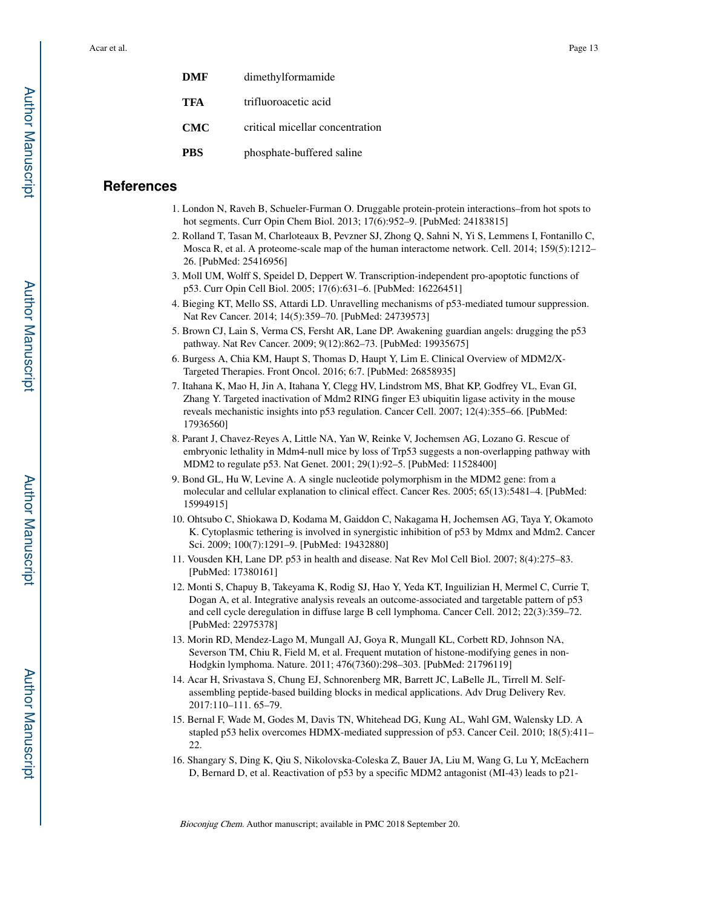| | |
|---|---|
| **DMF** | dimethylformamide |
| **TFA** | trifluoroacetic acid |
| **CMC** | critical micellar concentration |
| **PBS** | phosphate-buffered saline |

## References

1. London N, Raveh B, Schueler-Furman O. Druggable protein-protein interactions–from hot spots to hot segments. Curr Opin Chem Biol. 2013; 17(6):952–9. [PubMed: 24183815]
2. Rolland T, Tasan M, Charloteaux B, Pevzner SJ, Zhong Q, Sahni N, Yi S, Lemmens I, Fontanillo C, Mosca R, et al. A proteome-scale map of the human interactome network. Cell. 2014; 159(5):1212–26. [PubMed: 25416956]
3. Moll UM, Wolff S, Speidel D, Deppert W. Transcription-independent pro-apoptotic functions of p53. Curr Opin Cell Biol. 2005; 17(6):631–6. [PubMed: 16226451]
4. Bieging KT, Mello SS, Attardi LD. Unravelling mechanisms of p53-mediated tumour suppression. Nat Rev Cancer. 2014; 14(5):359–70. [PubMed: 24739573]
5. Brown CJ, Lain S, Verma CS, Fersht AR, Lane DP. Awakening guardian angels: drugging the p53 pathway. Nat Rev Cancer. 2009; 9(12):862–73. [PubMed: 19935675]
6. Burgess A, Chia KM, Haupt S, Thomas D, Haupt Y, Lim E. Clinical Overview of MDM2/X-Targeted Therapies. Front Oncol. 2016; 6:7. [PubMed: 26858935]
7. Itahana K, Mao H, Jin A, Itahana Y, Clegg HV, Lindstrom MS, Bhat KP, Godfrey VL, Evan GI, Zhang Y. Targeted inactivation of Mdm2 RING finger E3 ubiquitin ligase activity in the mouse reveals mechanistic insights into p53 regulation. Cancer Cell. 2007; 12(4):355–66. [PubMed: 17936560]
8. Parant J, Chavez-Reyes A, Little NA, Yan W, Reinke V, Jochemsen AG, Lozano G. Rescue of embryonic lethality in Mdm4-null mice by loss of Trp53 suggests a non-overlapping pathway with MDM2 to regulate p53. Nat Genet. 2001; 29(1):92–5. [PubMed: 11528400]
9. Bond GL, Hu W, Levine A. A single nucleotide polymorphism in the MDM2 gene: from a molecular and cellular explanation to clinical effect. Cancer Res. 2005; 65(13):5481–4. [PubMed: 15994915]
10. Ohtsubo C, Shiokawa D, Kodama M, Gaiddon C, Nakagama H, Jochemsen AG, Taya Y, Okamoto K. Cytoplasmic tethering is involved in synergistic inhibition of p53 by Mdmx and Mdm2. Cancer Sci. 2009; 100(7):1291–9. [PubMed: 19432880]
11. Vousden KH, Lane DP. p53 in health and disease. Nat Rev Mol Cell Biol. 2007; 8(4):275–83. [PubMed: 17380161]
12. Monti S, Chapuy B, Takeyama K, Rodig SJ, Hao Y, Yeda KT, Inguilizian H, Mermel C, Currie T, Dogan A, et al. Integrative analysis reveals an outcome-associated and targetable pattern of p53 and cell cycle deregulation in diffuse large B cell lymphoma. Cancer Cell. 2012; 22(3):359–72. [PubMed: 22975378]
13. Morin RD, Mendez-Lago M, Mungall AJ, Goya R, Mungall KL, Corbett RD, Johnson NA, Severson TM, Chiu R, Field M, et al. Frequent mutation of histone-modifying genes in non-Hodgkin lymphoma. Nature. 2011; 476(7360):298–303. [PubMed: 21796119]
14. Acar H, Srivastava S, Chung EJ, Schnorenberg MR, Barrett JC, LaBelle JL, Tirrell M. Self-assembling peptide-based building blocks in medical applications. Adv Drug Delivery Rev. 2017:110–111. 65–79.
15. Bernal F, Wade M, Godes M, Davis TN, Whitehead DG, Kung AL, Wahl GM, Walensky LD. A stapled p53 helix overcomes HDMX-mediated suppression of p53. Cancer Ceil. 2010; 18(5):411–22.
16. Shangary S, Ding K, Qiu S, Nikolovska-Coleska Z, Bauer JA, Liu M, Wang G, Lu Y, McEachern D, Bernard D, et al. Reactivation of p53 by a specific MDM2 antagonist (MI-43) leads to p21-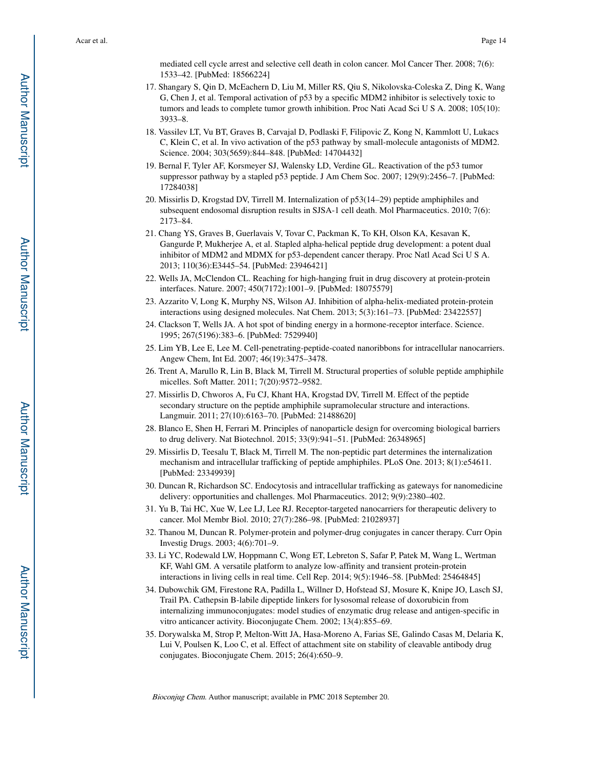mediated cell cycle arrest and selective cell death in colon cancer. Mol Cancer Ther. 2008; 7(6): 1533–42. [PubMed: 18566224]

17. Shangary S, Qin D, McEachern D, Liu M, Miller RS, Qiu S, Nikolovska-Coleska Z, Ding K, Wang G, Chen J, et al. Temporal activation of p53 by a specific MDM2 inhibitor is selectively toxic to tumors and leads to complete tumor growth inhibition. Proc Nati Acad Sci U S A. 2008; 105(10): 3933–8.
18. Vassilev LT, Vu BT, Graves B, Carvajal D, Podlaski F, Filipovic Z, Kong N, Kammlott U, Lukacs C, Klein C, et al. In vivo activation of the p53 pathway by small-molecule antagonists of MDM2. Science. 2004; 303(5659):844–848. [PubMed: 14704432]
19. Bernal F, Tyler AF, Korsmeyer SJ, Walensky LD, Verdine GL. Reactivation of the p53 tumor suppressor pathway by a stapled p53 peptide. J Am Chem Soc. 2007; 129(9):2456–7. [PubMed: 17284038]
20. Missirlis D, Krogstad DV, Tirrell M. Internalization of p53(14–29) peptide amphiphiles and subsequent endosomal disruption results in SJSA-1 cell death. Mol Pharmaceutics. 2010; 7(6): 2173–84.
21. Chang YS, Graves B, Guerlavais V, Tovar C, Packman K, To KH, Olson KA, Kesavan K, Gangurde P, Mukherjee A, et al. Stapled alpha-helical peptide drug development: a potent dual inhibitor of MDM2 and MDMX for p53-dependent cancer therapy. Proc Natl Acad Sci U S A. 2013; 110(36):E3445–54. [PubMed: 23946421]
22. Wells JA, McClendon CL. Reaching for high-hanging fruit in drug discovery at protein-protein interfaces. Nature. 2007; 450(7172):1001–9. [PubMed: 18075579]
23. Azzarito V, Long K, Murphy NS, Wilson AJ. Inhibition of alpha-helix-mediated protein-protein interactions using designed molecules. Nat Chem. 2013; 5(3):161–73. [PubMed: 23422557]
24. Clackson T, Wells JA. A hot spot of binding energy in a hormone-receptor interface. Science. 1995; 267(5196):383–6. [PubMed: 7529940]
25. Lim YB, Lee E, Lee M. Cell-penetrating-peptide-coated nanoribbons for intracellular nanocarriers. Angew Chem, Int Ed. 2007; 46(19):3475–3478.
26. Trent A, Marullo R, Lin B, Black M, Tirrell M. Structural properties of soluble peptide amphiphile micelles. Soft Matter. 2011; 7(20):9572–9582.
27. Missirlis D, Chworos A, Fu CJ, Khant HA, Krogstad DV, Tirrell M. Effect of the peptide secondary structure on the peptide amphiphile supramolecular structure and interactions. Langmuir. 2011; 27(10):6163–70. [PubMed: 21488620]
28. Blanco E, Shen H, Ferrari M. Principles of nanoparticle design for overcoming biological barriers to drug delivery. Nat Biotechnol. 2015; 33(9):941–51. [PubMed: 26348965]
29. Missirlis D, Teesalu T, Black M, Tirrell M. The non-peptidic part determines the internalization mechanism and intracellular trafficking of peptide amphiphiles. PLoS One. 2013; 8(1):e54611. [PubMed: 23349939]
30. Duncan R, Richardson SC. Endocytosis and intracellular trafficking as gateways for nanomedicine delivery: opportunities and challenges. Mol Pharmaceutics. 2012; 9(9):2380–402.
31. Yu B, Tai HC, Xue W, Lee LJ, Lee RJ. Receptor-targeted nanocarriers for therapeutic delivery to cancer. Mol Membr Biol. 2010; 27(7):286–98. [PubMed: 21028937]
32. Thanou M, Duncan R. Polymer-protein and polymer-drug conjugates in cancer therapy. Curr Opin Investig Drugs. 2003; 4(6):701–9.
33. Li YC, Rodewald LW, Hoppmann C, Wong ET, Lebreton S, Safar P, Patek M, Wang L, Wertman KF, Wahl GM. A versatile platform to analyze low-affinity and transient protein-protein interactions in living cells in real time. Cell Rep. 2014; 9(5):1946–58. [PubMed: 25464845]
34. Dubowchik GM, Firestone RA, Padilla L, Willner D, Hofstead SJ, Mosure K, Knipe JO, Lasch SJ, Trail PA. Cathepsin B-labile dipeptide linkers for lysosomal release of doxorubicin from internalizing immunoconjugates: model studies of enzymatic drug release and antigen-specific in vitro anticancer activity. Bioconjugate Chem. 2002; 13(4):855–69.
35. Dorywalska M, Strop P, Melton-Witt JA, Hasa-Moreno A, Farias SE, Galindo Casas M, Delaria K, Lui V, Poulsen K, Loo C, et al. Effect of attachment site on stability of cleavable antibody drug conjugates. Bioconjugate Chem. 2015; 26(4):650–9.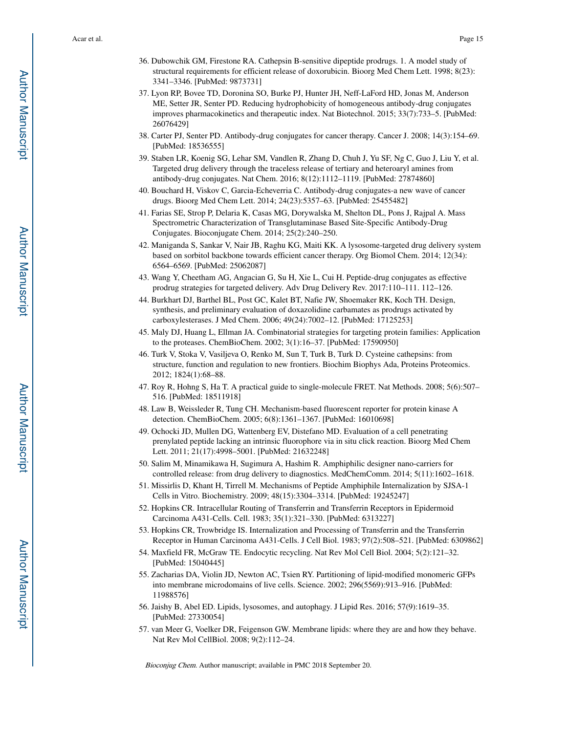36. Dubowchik GM, Firestone RA. Cathepsin B-sensitive dipeptide prodrugs. 1. A model study of structural requirements for efficient release of doxorubicin. Bioorg Med Chem Lett. 1998; 8(23): 3341–3346. [PubMed: 9873731]
37. Lyon RP, Bovee TD, Doronina SO, Burke PJ, Hunter JH, Neff-LaFord HD, Jonas M, Anderson ME, Setter JR, Senter PD. Reducing hydrophobicity of homogeneous antibody-drug conjugates improves pharmacokinetics and therapeutic index. Nat Biotechnol. 2015; 33(7):733–5. [PubMed: 26076429]
38. Carter PJ, Senter PD. Antibody-drug conjugates for cancer therapy. Cancer J. 2008; 14(3):154–69. [PubMed: 18536555]
39. Staben LR, Koenig SG, Lehar SM, Vandlen R, Zhang D, Chuh J, Yu SF, Ng C, Guo J, Liu Y, et al. Targeted drug delivery through the traceless release of tertiary and heteroaryl amines from antibody-drug conjugates. Nat Chem. 2016; 8(12):1112–1119. [PubMed: 27874860]
40. Bouchard H, Viskov C, Garcia-Echeverria C. Antibody-drug conjugates-a new wave of cancer drugs. Bioorg Med Chem Lett. 2014; 24(23):5357–63. [PubMed: 25455482]
41. Farias SE, Strop P, Delaria K, Casas MG, Dorywalska M, Shelton DL, Pons J, Rajpal A. Mass Spectrometric Characterization of Transglutaminase Based Site-Specific Antibody-Drug Conjugates. Bioconjugate Chem. 2014; 25(2):240–250.
42. Maniganda S, Sankar V, Nair JB, Raghu KG, Maiti KK. A lysosome-targeted drug delivery system based on sorbitol backbone towards efficient cancer therapy. Org Biomol Chem. 2014; 12(34): 6564–6569. [PubMed: 25062087]
43. Wang Y, Cheetham AG, Angacian G, Su H, Xie L, Cui H. Peptide-drug conjugates as effective prodrug strategies for targeted delivery. Adv Drug Delivery Rev. 2017:110–111. 112–126.
44. Burkhart DJ, Barthel BL, Post GC, Kalet BT, Nafie JW, Shoemaker RK, Koch TH. Design, synthesis, and preliminary evaluation of doxazolidine carbamates as prodrugs activated by carboxylesterases. J Med Chem. 2006; 49(24):7002–12. [PubMed: 17125253]
45. Maly DJ, Huang L, Ellman JA. Combinatorial strategies for targeting protein families: Application to the proteases. ChemBioChem. 2002; 3(1):16–37. [PubMed: 17590950]
46. Turk V, Stoka V, Vasiljeva O, Renko M, Sun T, Turk B, Turk D. Cysteine cathepsins: from structure, function and regulation to new frontiers. Biochim Biophys Ada, Proteins Proteomics. 2012; 1824(1):68–88.
47. Roy R, Hohng S, Ha T. A practical guide to single-molecule FRET. Nat Methods. 2008; 5(6):507–516. [PubMed: 18511918]
48. Law B, Weissleder R, Tung CH. Mechanism-based fluorescent reporter for protein kinase A detection. ChemBioChem. 2005; 6(8):1361–1367. [PubMed: 16010698]
49. Ochocki JD, Mullen DG, Wattenberg EV, Distefano MD. Evaluation of a cell penetrating prenylated peptide lacking an intrinsic fluorophore via in situ click reaction. Bioorg Med Chem Lett. 2011; 21(17):4998–5001. [PubMed: 21632248]
50. Salim M, Minamikawa H, Sugimura A, Hashim R. Amphiphilic designer nano-carriers for controlled release: from drug delivery to diagnostics. MedChemComm. 2014; 5(11):1602–1618.
51. Missirlis D, Khant H, Tirrell M. Mechanisms of Peptide Amphiphile Internalization by SJSA-1 Cells in Vitro. Biochemistry. 2009; 48(15):3304–3314. [PubMed: 19245247]
52. Hopkins CR. Intracellular Routing of Transferrin and Transferrin Receptors in Epidermoid Carcinoma A431-Cells. Cell. 1983; 35(1):321–330. [PubMed: 6313227]
53. Hopkins CR, Trowbridge IS. Internalization and Processing of Transferrin and the Transferrin Receptor in Human Carcinoma A431-Cells. J Cell Biol. 1983; 97(2):508–521. [PubMed: 6309862]
54. Maxfield FR, McGraw TE. Endocytic recycling. Nat Rev Mol Cell Biol. 2004; 5(2):121–32. [PubMed: 15040445]
55. Zacharias DA, Violin JD, Newton AC, Tsien RY. Partitioning of lipid-modified monomeric GFPs into membrane microdomains of live cells. Science. 2002; 296(5569):913–916. [PubMed: 11988576]
56. Jaishy B, Abel ED. Lipids, lysosomes, and autophagy. J Lipid Res. 2016; 57(9):1619–35. [PubMed: 27330054]
57. van Meer G, Voelker DR, Feigenson GW. Membrane lipids: where they are and how they behave. Nat Rev Mol CellBiol. 2008; 9(2):112–24.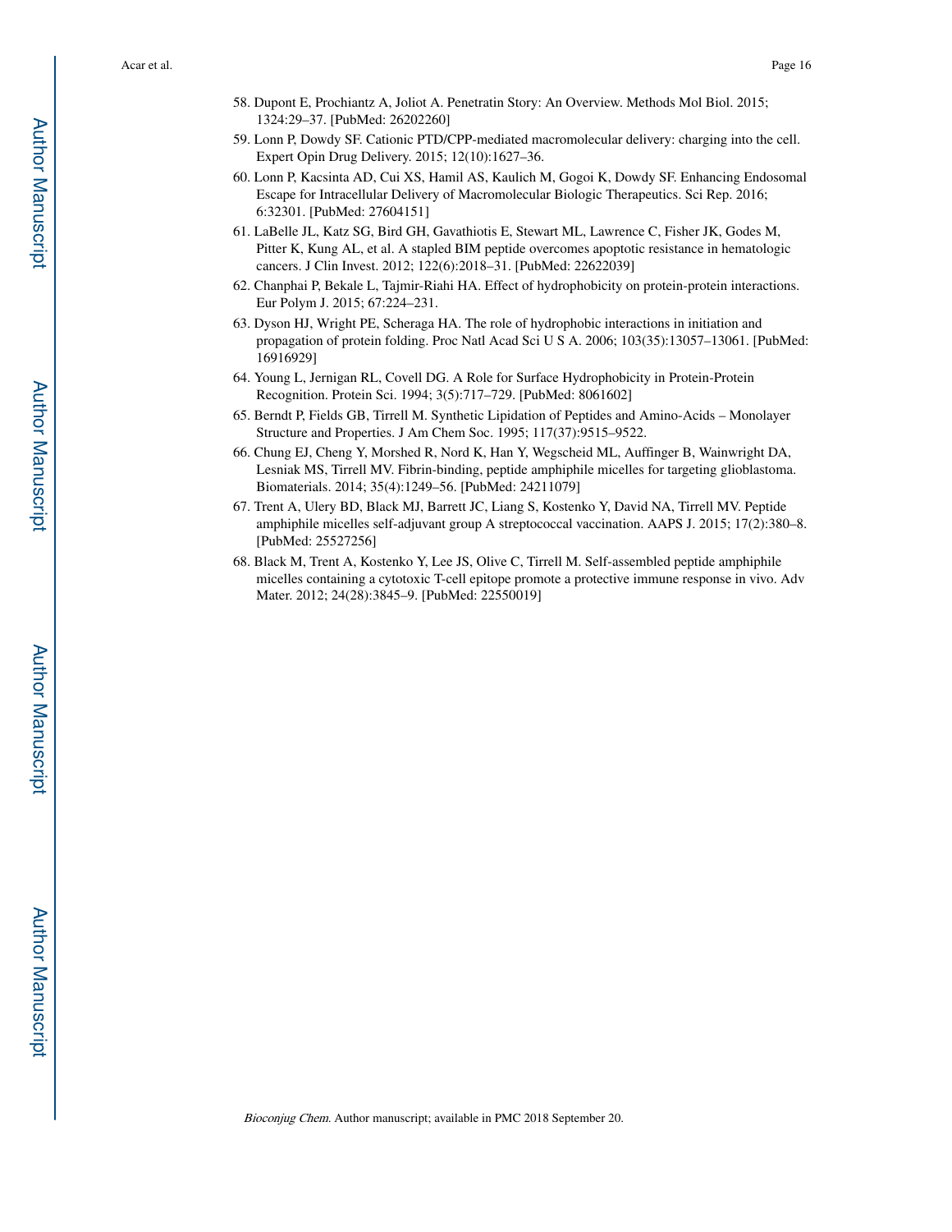58. Dupont E, Prochiantz A, Joliot A. Penetratin Story: An Overview. Methods Mol Biol. 2015; 1324:29–37. [PubMed: 26202260]
59. Lonn P, Dowdy SF. Cationic PTD/CPP-mediated macromolecular delivery: charging into the cell. Expert Opin Drug Delivery. 2015; 12(10):1627–36.
60. Lonn P, Kacsinta AD, Cui XS, Hamil AS, Kaulich M, Gogoi K, Dowdy SF. Enhancing Endosomal Escape for Intracellular Delivery of Macromolecular Biologic Therapeutics. Sci Rep. 2016; 6:32301. [PubMed: 27604151]
61. LaBelle JL, Katz SG, Bird GH, Gavathiotis E, Stewart ML, Lawrence C, Fisher JK, Godes M, Pitter K, Kung AL, et al. A stapled BIM peptide overcomes apoptotic resistance in hematologic cancers. J Clin Invest. 2012; 122(6):2018–31. [PubMed: 22622039]
62. Chanphai P, Bekale L, Tajmir-Riahi HA. Effect of hydrophobicity on protein-protein interactions. Eur Polym J. 2015; 67:224–231.
63. Dyson HJ, Wright PE, Scheraga HA. The role of hydrophobic interactions in initiation and propagation of protein folding. Proc Natl Acad Sci U S A. 2006; 103(35):13057–13061. [PubMed: 16916929]
64. Young L, Jernigan RL, Covell DG. A Role for Surface Hydrophobicity in Protein-Protein Recognition. Protein Sci. 1994; 3(5):717–729. [PubMed: 8061602]
65. Berndt P, Fields GB, Tirrell M. Synthetic Lipidation of Peptides and Amino-Acids – Monolayer Structure and Properties. J Am Chem Soc. 1995; 117(37):9515–9522.
66. Chung EJ, Cheng Y, Morshed R, Nord K, Han Y, Wegscheid ML, Auffinger B, Wainwright DA, Lesniak MS, Tirrell MV. Fibrin-binding, peptide amphiphile micelles for targeting glioblastoma. Biomaterials. 2014; 35(4):1249–56. [PubMed: 24211079]
67. Trent A, Ulery BD, Black MJ, Barrett JC, Liang S, Kostenko Y, David NA, Tirrell MV. Peptide amphiphile micelles self-adjuvant group A streptococcal vaccination. AAPS J. 2015; 17(2):380–8. [PubMed: 25527256]
68. Black M, Trent A, Kostenko Y, Lee JS, Olive C, Tirrell M. Self-assembled peptide amphiphile micelles containing a cytotoxic T-cell epitope promote a protective immune response in vivo. Adv Mater. 2012; 24(28):3845–9. [PubMed: 22550019]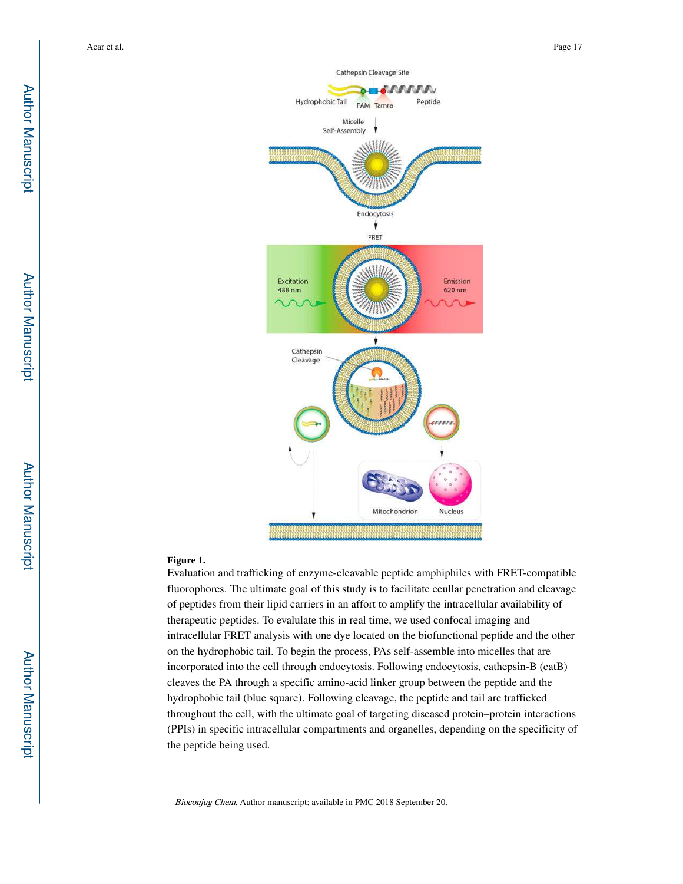**Figure 1.**

Evaluation and trafficking of enzyme-cleavable peptide amphiphiles with FRET-compatible fluorophores. The ultimate goal of this study is to facilitate ceullar penetration and cleavage of peptides from their lipid carriers in an affort to amplify the intracellular availability of therapeutic peptides. To evalulate this in real time, we used confocal imaging and intracellular FRET analysis with one dye located on the biofunctional peptide and the other on the hydrophobic tail. To begin the process, PAs self-assemble into micelles that are incorporated into the cell through endocytosis. Following endocytosis, cathepsin-B (catB) cleaves the PA through a specific amino-acid linker group between the peptide and the hydrophobic tail (blue square). Following cleavage, the peptide and tail are trafficked throughout the cell, with the ultimate goal of targeting diseased protein–protein interactions (PPIs) in specific intracellular compartments and organelles, depending on the specificity of the peptide being used.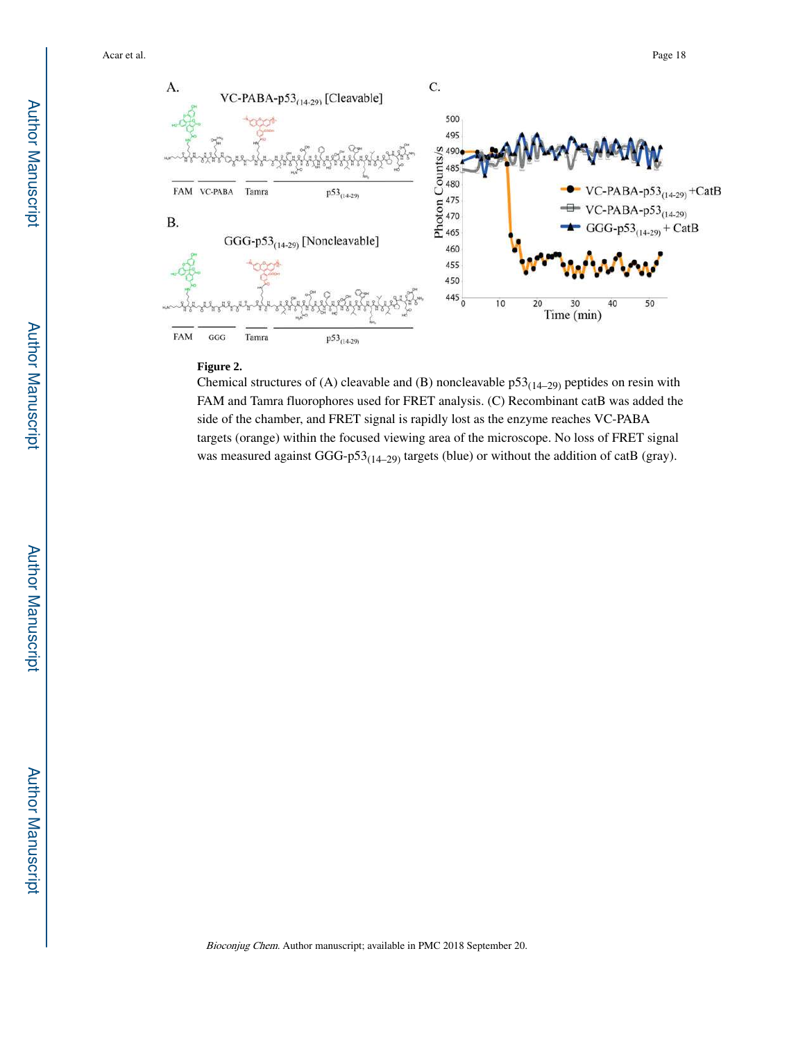**Figure 2.**

Chemical structures of (A) cleavable and (B) noncleavable $p53_{(14–29)}$ peptides on resin with FAM and Tamra fluorophores used for FRET analysis. (C) Recombinant catB was added the side of the chamber, and FRET signal is rapidly lost as the enzyme reaches VC-PABA targets (orange) within the focused viewing area of the microscope. No loss of FRET signal was measured against GGG-$p53_{(14–29)}$ targets (blue) or without the addition of catB (gray).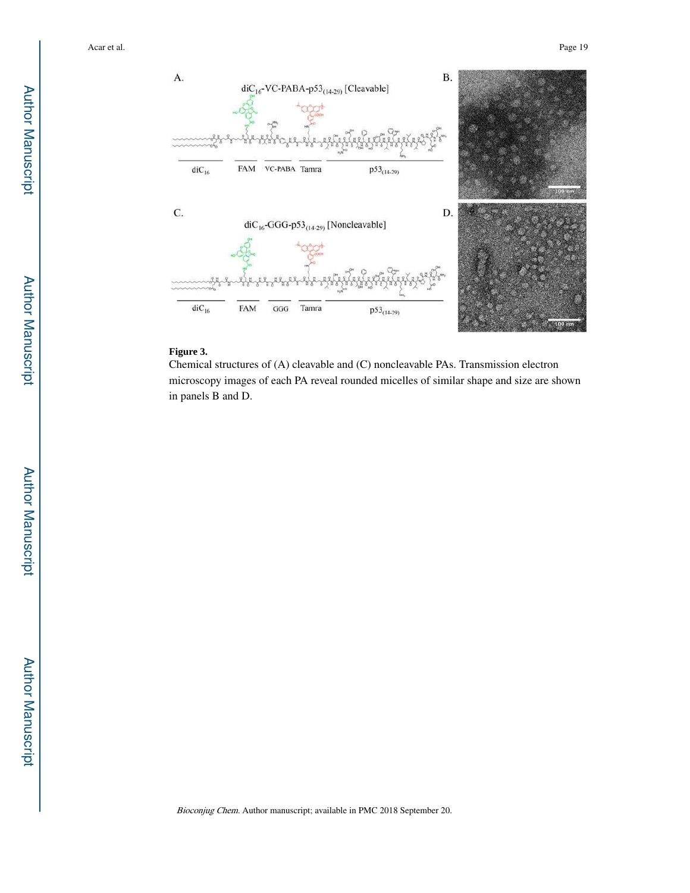**Figure 3.**

Chemical structures of (A) cleavable and (C) noncleavable PAs. Transmission electron microscopy images of each PA reveal rounded micelles of similar shape and size are shown in panels B and D.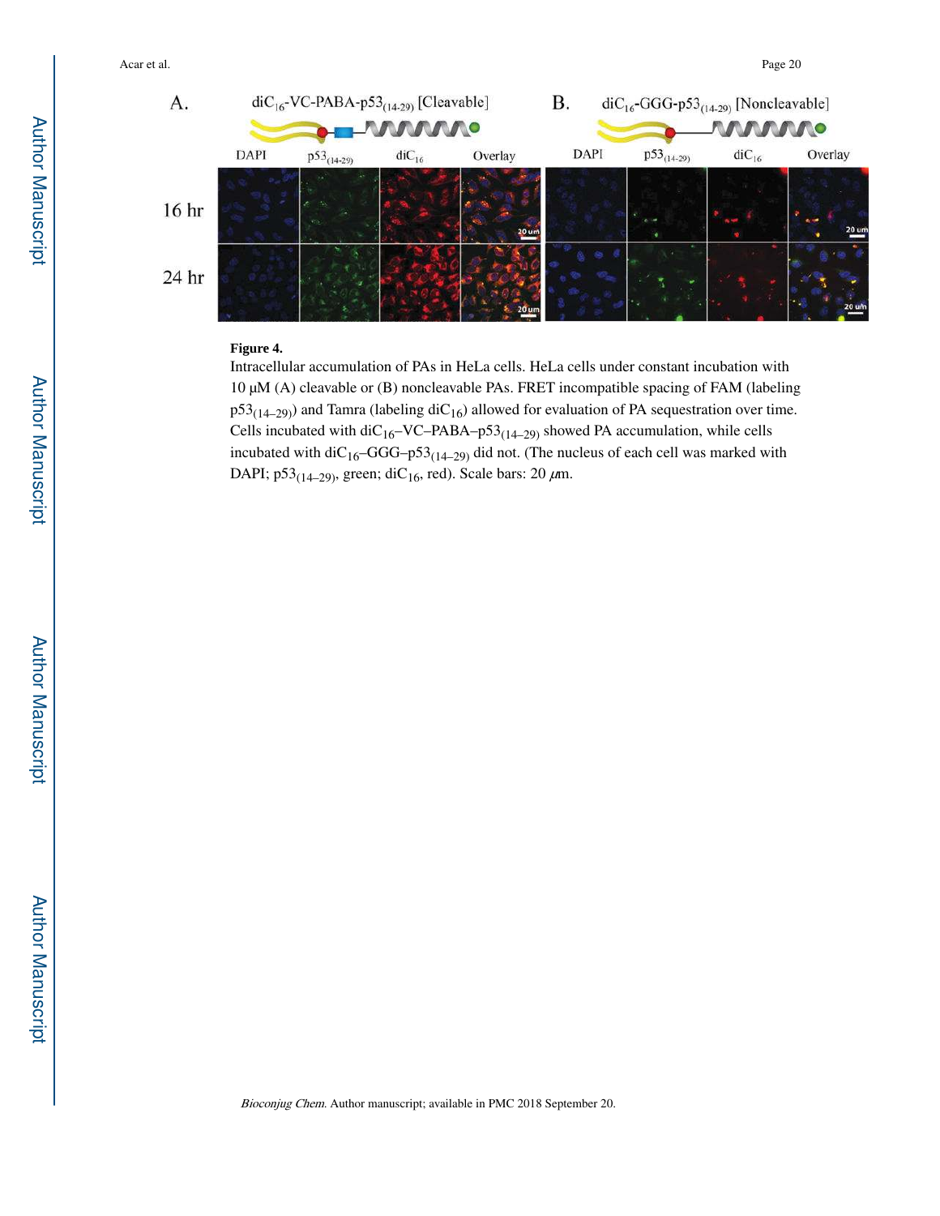**Figure 4.**

Intracellular accumulation of PAs in HeLa cells. HeLa cells under constant incubation with 10 μM (A) cleavable or (B) noncleavable PAs. FRET incompatible spacing of FAM (labeling $p53_{(14–29)}$) and Tamra (labeling $diC_{16}$) allowed for evaluation of PA sequestration over time. Cells incubated with $diC_{16}$–VC–PABA–$p53_{(14–29)}$ showed PA accumulation, while cells incubated with $diC_{16}$–GGG–$p53_{(14–29)}$ did not. (The nucleus of each cell was marked with DAPI; $p53_{(14–29)}$, green; $diC_{16}$, red). Scale bars: 20 $\mu$m.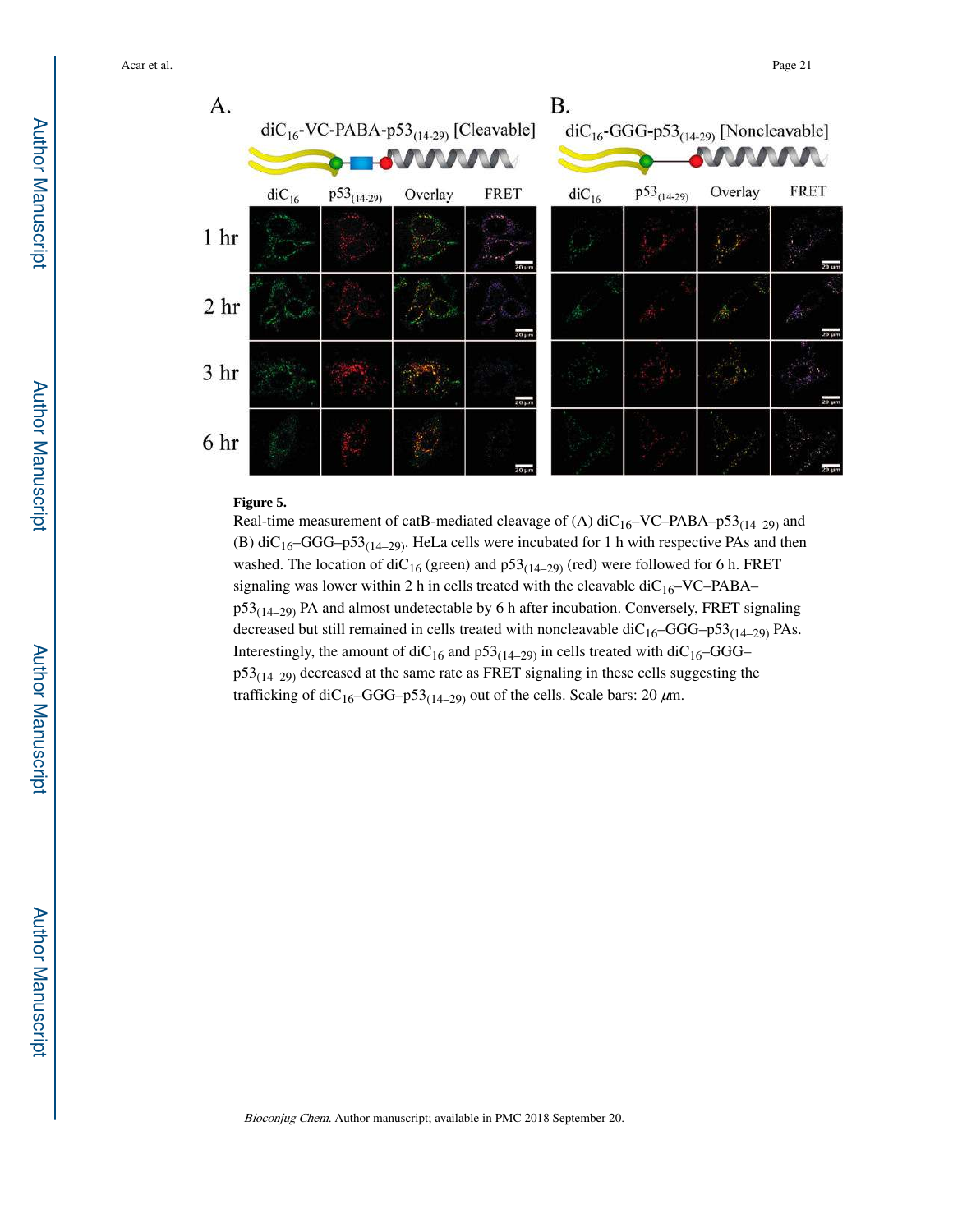**Figure 5.**

Real-time measurement of catB-mediated cleavage of (A) diC$_{16}$–VC–PABA–p53$_{(14–29)}$ and (B) diC$_{16}$–GGG–p53$_{(14–29)}$. HeLa cells were incubated for 1 h with respective PAs and then washed. The location of diC$_{16}$ (green) and p53$_{(14–29)}$ (red) were followed for 6 h. FRET signaling was lower within 2 h in cells treated with the cleavable diC$_{16}$–VC–PABA–p53$_{(14–29)}$ PA and almost undetectable by 6 h after incubation. Conversely, FRET signaling decreased but still remained in cells treated with noncleavable diC$_{16}$–GGG–p53$_{(14–29)}$ PAs. Interestingly, the amount of diC$_{16}$ and p53$_{(14–29)}$ in cells treated with diC$_{16}$–GGG–p53$_{(14–29)}$ decreased at the same rate as FRET signaling in these cells suggesting the trafficking of diC$_{16}$–GGG–p53$_{(14–29)}$ out of the cells. Scale bars: 20 $\mu$m.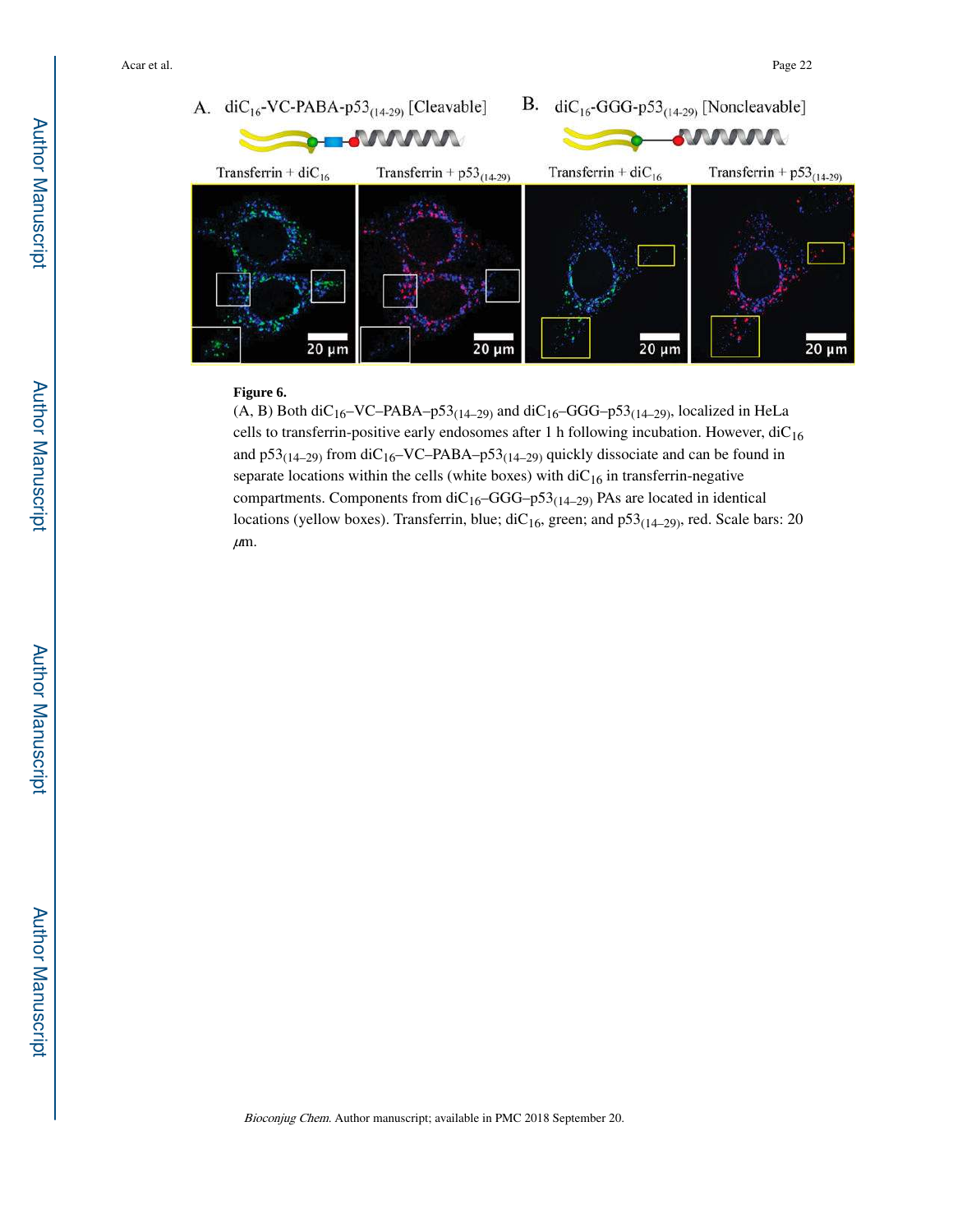**Figure 6.**

(A, B) Both $diC_{16}$–VC–PABA–$p53_{(14–29)}$ and $diC_{16}$–GGG–$p53_{(14–29)}$, localized in HeLa cells to transferrin-positive early endosomes after 1 h following incubation. However, $diC_{16}$ and $p53_{(14–29)}$ from $diC_{16}$–VC–PABA–$p53_{(14–29)}$ quickly dissociate and can be found in separate locations within the cells (white boxes) with $diC_{16}$ in transferrin-negative compartments. Components from $diC_{16}$–GGG–$p53_{(14–29)}$ PAs are located in identical locations (yellow boxes). Transferrin, blue; $diC_{16}$, green; and $p53_{(14–29)}$, red. Scale bars: 20 $\mu$m.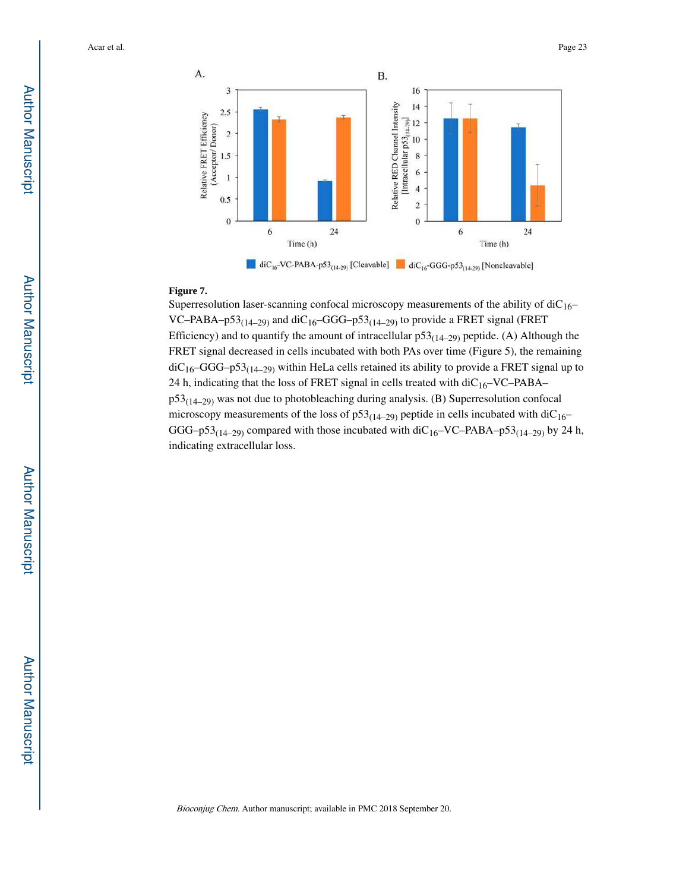**Figure 7.**

Superresolution laser-scanning confocal microscopy measurements of the ability of diC$_{16}$–VC–PABA–p53$_{(14–29)}$ and diC$_{16}$–GGG–p53$_{(14–29)}$ to provide a FRET signal (FRET Efficiency) and to quantify the amount of intracellular p53$_{(14–29)}$ peptide. (A) Although the FRET signal decreased in cells incubated with both PAs over time (Figure 5), the remaining diC$_{16}$–GGG–p53$_{(14–29)}$ within HeLa cells retained its ability to provide a FRET signal up to 24 h, indicating that the loss of FRET signal in cells treated with diC$_{16}$–VC–PABA–p53$_{(14–29)}$ was not due to photobleaching during analysis. (B) Superresolution confocal microscopy measurements of the loss of p53$_{(14–29)}$ peptide in cells incubated with diC$_{16}$–GGG–p53$_{(14–29)}$ compared with those incubated with diC$_{16}$–VC–PABA–p53$_{(14–29)}$ by 24 h, indicating extracellular loss.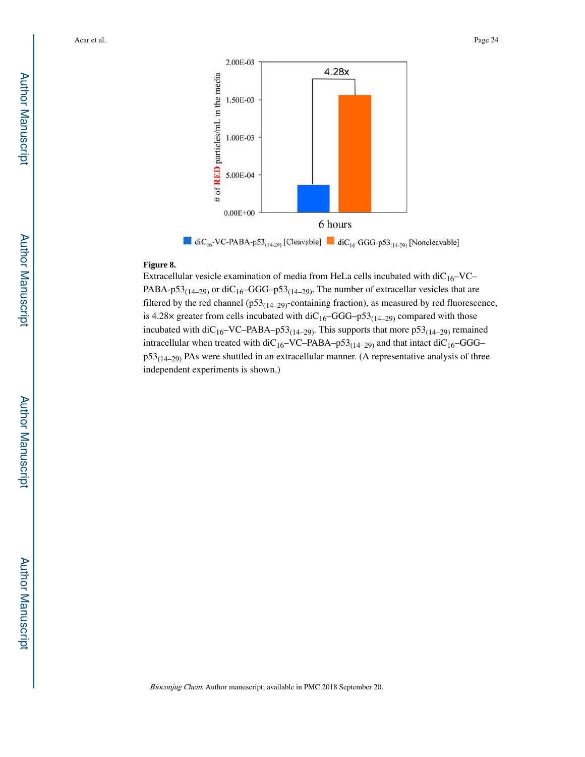2.00E-03

1.50E-03

1.00E-03

5.00E-04

0.00E+00

# of RED particles/mL in the media

4.28x

6 hours

diC$_{16}$-VC-PABA-p53$_{(14\text{-}29)}$ [Cleavable] diC$_{16}$-GGG-p53$_{(14\text{-}29)}$ [Noncleavable]

**Figure 8.**

Extracellular vesicle examination of media from HeLa cells incubated with diC$_{16}$–VC–PABA-p53$_{(14–29)}$ or diC$_{16}$–GGG–p53$_{(14–29)}$. The number of extracellular vesicles that are filtered by the red channel (p53$_{(14–29)}$-containing fraction), as measured by red fluorescence, is 4.28× greater from cells incubated with diC$_{16}$–GGG–p53$_{(14–29)}$ compared with those incubated with diC$_{16}$–VC–PABA–p53$_{(14–29)}$. This supports that more p53$_{(14–29)}$ remained intracellular when treated with diC$_{16}$–VC–PABA–p53$_{(14–29)}$ and that intact diC$_{16}$–GGG–p53$_{(14–29)}$ PAs were shuttled in an extracellular manner. (A representative analysis of three independent experiments is shown.)